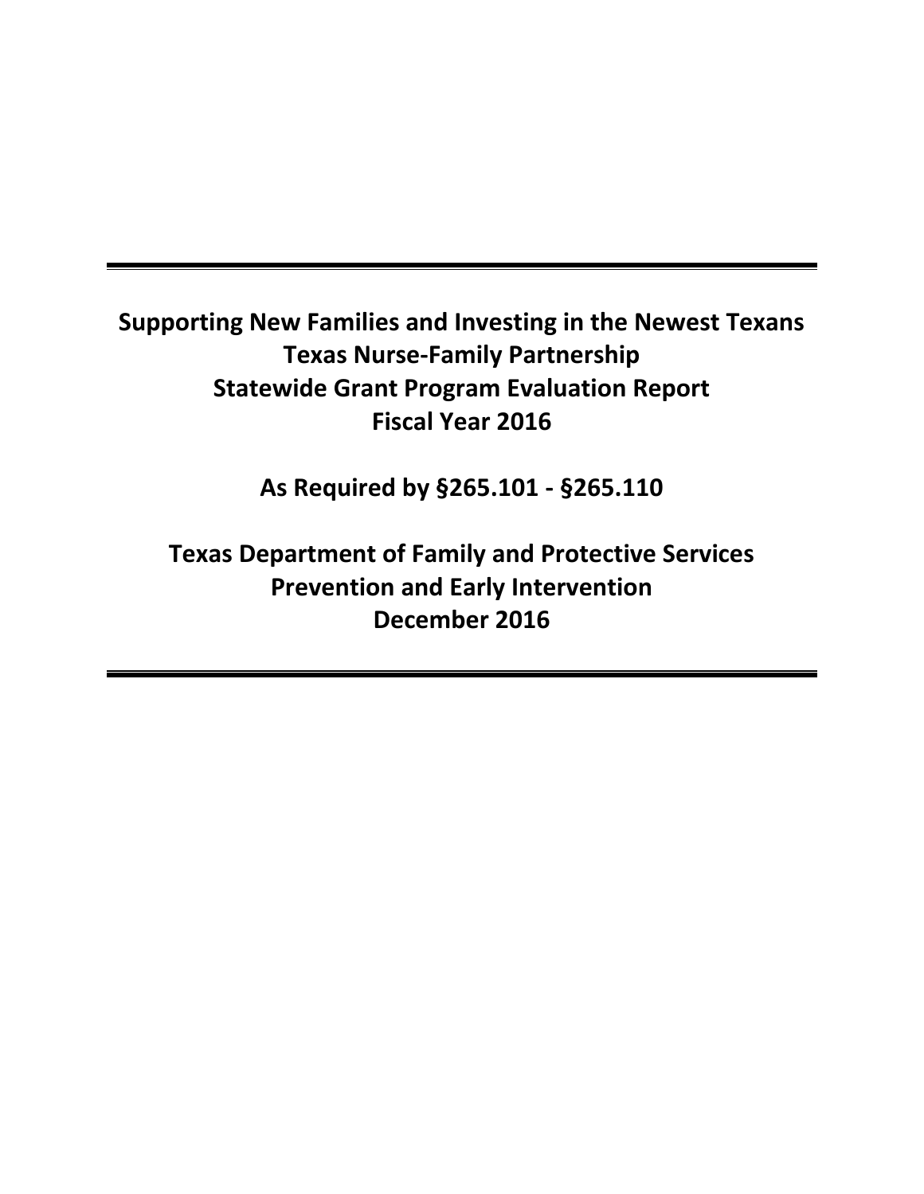# Supporting New Families and Investing in the Newest Texans
# Texas Nurse-Family Partnership
# Statewide Grant Program Evaluation Report
# Fiscal Year 2016

**As Required by §265.101 - §265.110**

**Texas Department of Family and Protective Services**
**Prevention and Early Intervention**
**December 2016**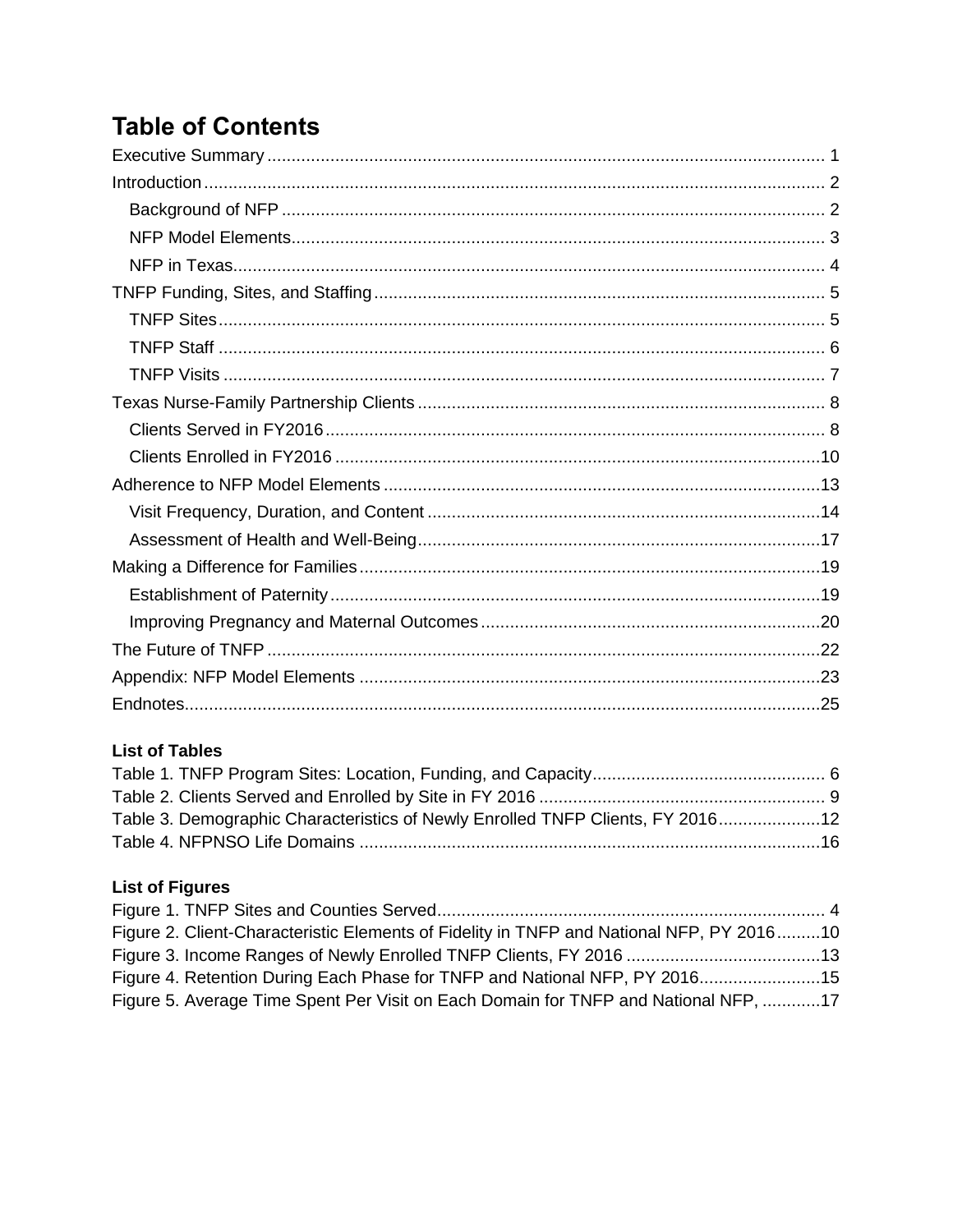# Table of Contents

Executive Summary ..... 1

Introduction ..... 2

- Background of NFP ..... 2
- NFP Model Elements ..... 3
- NFP in Texas ..... 4

TNFP Funding, Sites, and Staffing ..... 5

- TNFP Sites ..... 5
- TNFP Staff ..... 6
- TNFP Visits ..... 7

Texas Nurse-Family Partnership Clients ..... 8

- Clients Served in FY2016 ..... 8
- Clients Enrolled in FY2016 ..... 10

Adherence to NFP Model Elements ..... 13

- Visit Frequency, Duration, and Content ..... 14
- Assessment of Health and Well-Being ..... 17

Making a Difference for Families ..... 19

- Establishment of Paternity ..... 19
- Improving Pregnancy and Maternal Outcomes ..... 20

The Future of TNFP ..... 22

Appendix: NFP Model Elements ..... 23

Endnotes ..... 25

### List of Tables

Table 1. TNFP Program Sites: Location, Funding, and Capacity ..... 6

Table 2. Clients Served and Enrolled by Site in FY 2016 ..... 9

Table 3. Demographic Characteristics of Newly Enrolled TNFP Clients, FY 2016 ..... 12

Table 4. NFPNSO Life Domains ..... 16

### List of Figures

Figure 1. TNFP Sites and Counties Served ..... 4

Figure 2. Client-Characteristic Elements of Fidelity in TNFP and National NFP, PY 2016 ..... 10

Figure 3. Income Ranges of Newly Enrolled TNFP Clients, FY 2016 ..... 13

Figure 4. Retention During Each Phase for TNFP and National NFP, PY 2016 ..... 15

Figure 5. Average Time Spent Per Visit on Each Domain for TNFP and National NFP, ..... 17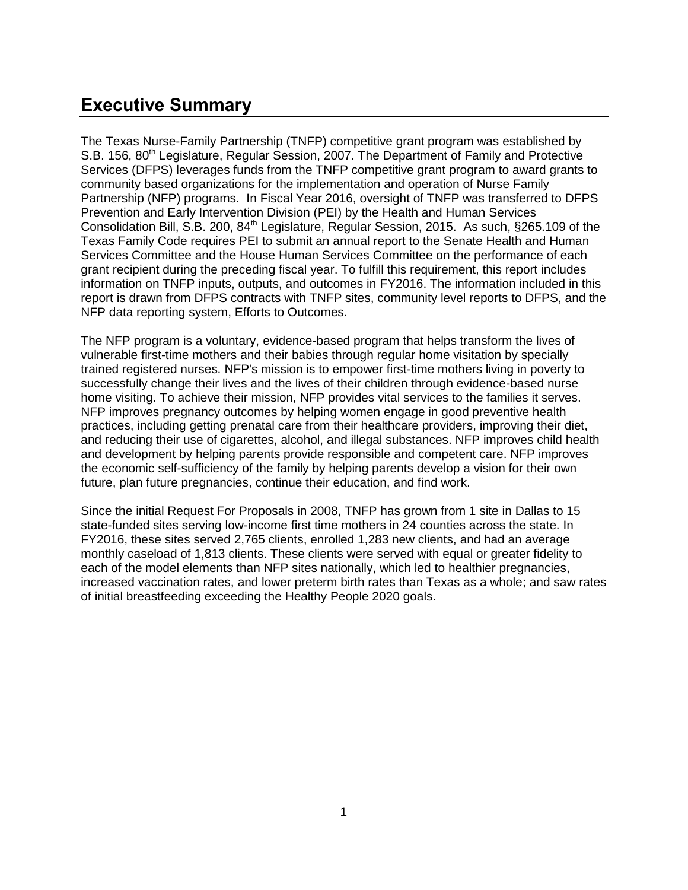# Executive Summary

The Texas Nurse-Family Partnership (TNFP) competitive grant program was established by S.B. 156, 80th Legislature, Regular Session, 2007. The Department of Family and Protective Services (DFPS) leverages funds from the TNFP competitive grant program to award grants to community based organizations for the implementation and operation of Nurse Family Partnership (NFP) programs. In Fiscal Year 2016, oversight of TNFP was transferred to DFPS Prevention and Early Intervention Division (PEI) by the Health and Human Services Consolidation Bill, S.B. 200, 84th Legislature, Regular Session, 2015. As such, §265.109 of the Texas Family Code requires PEI to submit an annual report to the Senate Health and Human Services Committee and the House Human Services Committee on the performance of each grant recipient during the preceding fiscal year. To fulfill this requirement, this report includes information on TNFP inputs, outputs, and outcomes in FY2016. The information included in this report is drawn from DFPS contracts with TNFP sites, community level reports to DFPS, and the NFP data reporting system, Efforts to Outcomes.

The NFP program is a voluntary, evidence-based program that helps transform the lives of vulnerable first-time mothers and their babies through regular home visitation by specially trained registered nurses. NFP's mission is to empower first-time mothers living in poverty to successfully change their lives and the lives of their children through evidence-based nurse home visiting. To achieve their mission, NFP provides vital services to the families it serves. NFP improves pregnancy outcomes by helping women engage in good preventive health practices, including getting prenatal care from their healthcare providers, improving their diet, and reducing their use of cigarettes, alcohol, and illegal substances. NFP improves child health and development by helping parents provide responsible and competent care. NFP improves the economic self-sufficiency of the family by helping parents develop a vision for their own future, plan future pregnancies, continue their education, and find work.

Since the initial Request For Proposals in 2008, TNFP has grown from 1 site in Dallas to 15 state-funded sites serving low-income first time mothers in 24 counties across the state. In FY2016, these sites served 2,765 clients, enrolled 1,283 new clients, and had an average monthly caseload of 1,813 clients. These clients were served with equal or greater fidelity to each of the model elements than NFP sites nationally, which led to healthier pregnancies, increased vaccination rates, and lower preterm birth rates than Texas as a whole; and saw rates of initial breastfeeding exceeding the Healthy People 2020 goals.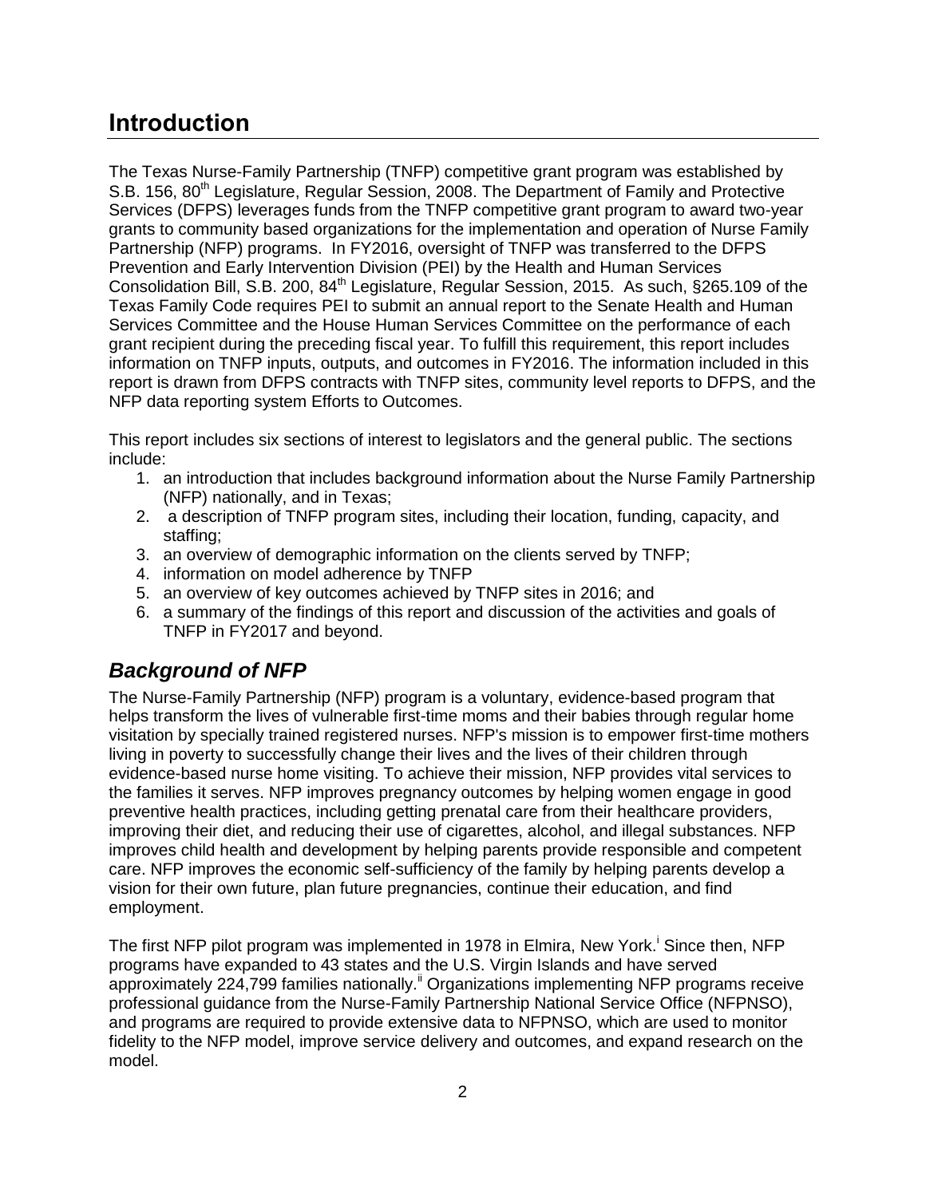# Introduction

The Texas Nurse-Family Partnership (TNFP) competitive grant program was established by S.B. 156, 80th Legislature, Regular Session, 2008. The Department of Family and Protective Services (DFPS) leverages funds from the TNFP competitive grant program to award two-year grants to community based organizations for the implementation and operation of Nurse Family Partnership (NFP) programs. In FY2016, oversight of TNFP was transferred to the DFPS Prevention and Early Intervention Division (PEI) by the Health and Human Services Consolidation Bill, S.B. 200, 84th Legislature, Regular Session, 2015. As such, §265.109 of the Texas Family Code requires PEI to submit an annual report to the Senate Health and Human Services Committee and the House Human Services Committee on the performance of each grant recipient during the preceding fiscal year. To fulfill this requirement, this report includes information on TNFP inputs, outputs, and outcomes in FY2016. The information included in this report is drawn from DFPS contracts with TNFP sites, community level reports to DFPS, and the NFP data reporting system Efforts to Outcomes.

This report includes six sections of interest to legislators and the general public. The sections include:

1. an introduction that includes background information about the Nurse Family Partnership (NFP) nationally, and in Texas;
2. a description of TNFP program sites, including their location, funding, capacity, and staffing;
3. an overview of demographic information on the clients served by TNFP;
4. information on model adherence by TNFP
5. an overview of key outcomes achieved by TNFP sites in 2016; and
6. a summary of the findings of this report and discussion of the activities and goals of TNFP in FY2017 and beyond.

## *Background of NFP*

The Nurse-Family Partnership (NFP) program is a voluntary, evidence-based program that helps transform the lives of vulnerable first-time moms and their babies through regular home visitation by specially trained registered nurses. NFP's mission is to empower first-time mothers living in poverty to successfully change their lives and the lives of their children through evidence-based nurse home visiting. To achieve their mission, NFP provides vital services to the families it serves. NFP improves pregnancy outcomes by helping women engage in good preventive health practices, including getting prenatal care from their healthcare providers, improving their diet, and reducing their use of cigarettes, alcohol, and illegal substances. NFP improves child health and development by helping parents provide responsible and competent care. NFP improves the economic self-sufficiency of the family by helping parents develop a vision for their own future, plan future pregnancies, continue their education, and find employment.

The first NFP pilot program was implemented in 1978 in Elmira, New York.[i] Since then, NFP programs have expanded to 43 states and the U.S. Virgin Islands and have served approximately 224,799 families nationally.[ii] Organizations implementing NFP programs receive professional guidance from the Nurse-Family Partnership National Service Office (NFPNSO), and programs are required to provide extensive data to NFPNSO, which are used to monitor fidelity to the NFP model, improve service delivery and outcomes, and expand research on the model.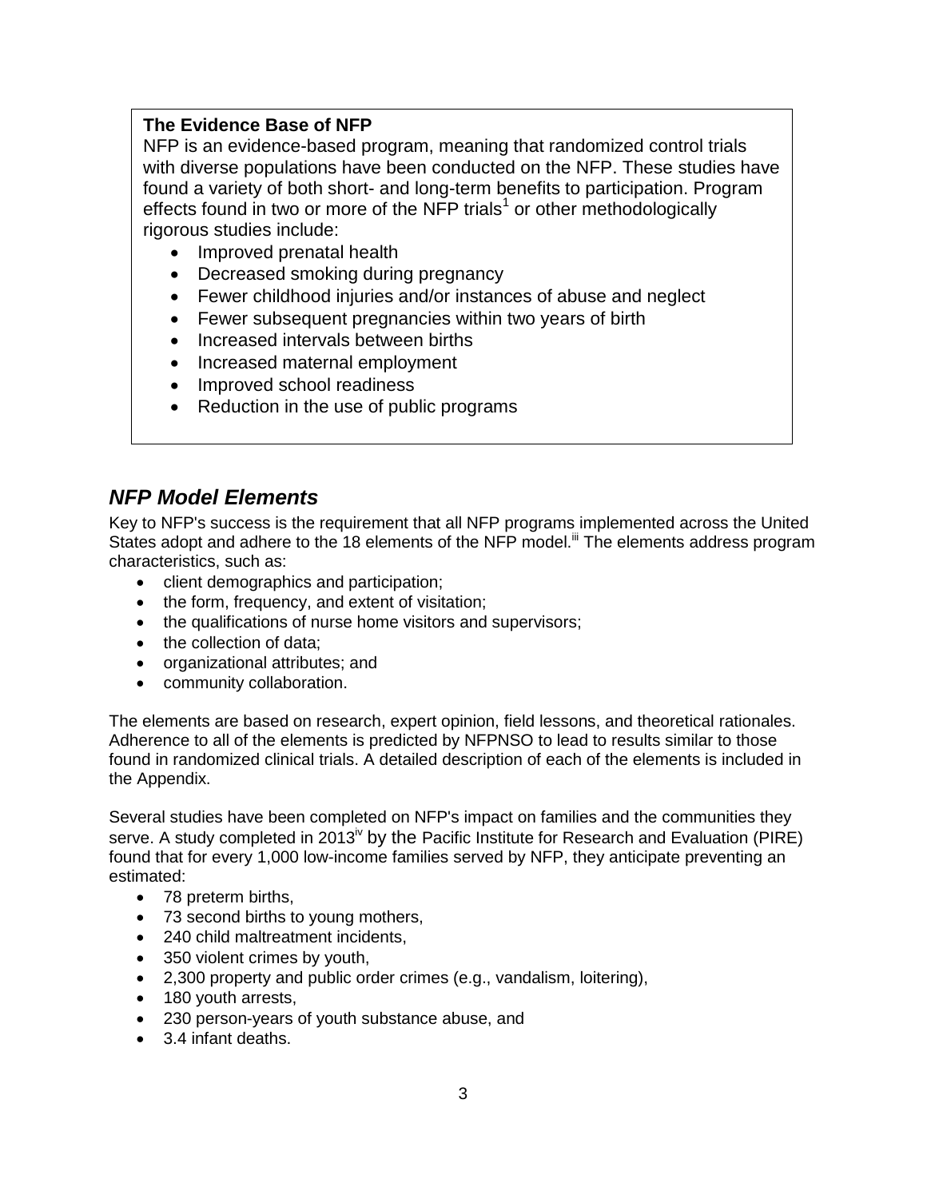**The Evidence Base of NFP**

NFP is an evidence-based program, meaning that randomized control trials with diverse populations have been conducted on the NFP. These studies have found a variety of both short- and long-term benefits to participation. Program effects found in two or more of the NFP trials[1] or other methodologically rigorous studies include:

- Improved prenatal health
- Decreased smoking during pregnancy
- Fewer childhood injuries and/or instances of abuse and neglect
- Fewer subsequent pregnancies within two years of birth
- Increased intervals between births
- Increased maternal employment
- Improved school readiness
- Reduction in the use of public programs

## *NFP Model Elements*

Key to NFP's success is the requirement that all NFP programs implemented across the United States adopt and adhere to the 18 elements of the NFP model.[iii] The elements address program characteristics, such as:

- client demographics and participation;
- the form, frequency, and extent of visitation;
- the qualifications of nurse home visitors and supervisors;
- the collection of data;
- organizational attributes; and
- community collaboration.

The elements are based on research, expert opinion, field lessons, and theoretical rationales. Adherence to all of the elements is predicted by NFPNSO to lead to results similar to those found in randomized clinical trials. A detailed description of each of the elements is included in the Appendix.

Several studies have been completed on NFP's impact on families and the communities they serve. A study completed in 2013[iv] by the Pacific Institute for Research and Evaluation (PIRE) found that for every 1,000 low-income families served by NFP, they anticipate preventing an estimated:

- 78 preterm births,
- 73 second births to young mothers,
- 240 child maltreatment incidents,
- 350 violent crimes by youth,
- 2,300 property and public order crimes (e.g., vandalism, loitering),
- 180 youth arrests,
- 230 person-years of youth substance abuse, and
- 3.4 infant deaths.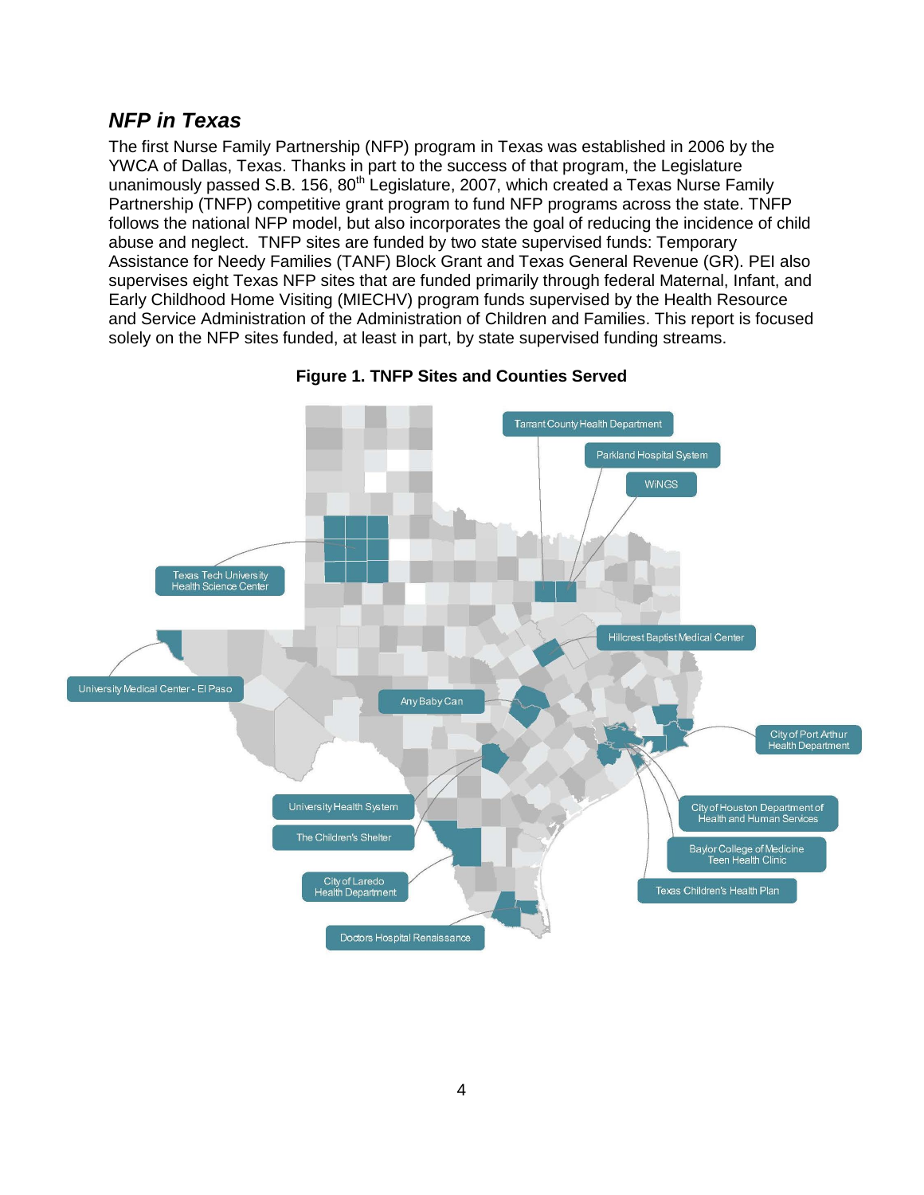## *NFP in Texas*

The first Nurse Family Partnership (NFP) program in Texas was established in 2006 by the YWCA of Dallas, Texas. Thanks in part to the success of that program, the Legislature unanimously passed S.B. 156, 80th Legislature, 2007, which created a Texas Nurse Family Partnership (TNFP) competitive grant program to fund NFP programs across the state. TNFP follows the national NFP model, but also incorporates the goal of reducing the incidence of child abuse and neglect. TNFP sites are funded by two state supervised funds: Temporary Assistance for Needy Families (TANF) Block Grant and Texas General Revenue (GR). PEI also supervises eight Texas NFP sites that are funded primarily through federal Maternal, Infant, and Early Childhood Home Visiting (MIECHV) program funds supervised by the Health Resource and Service Administration of the Administration of Children and Families. This report is focused solely on the NFP sites funded, at least in part, by state supervised funding streams.

**Figure 1. TNFP Sites and Counties Served**

Tarrant County Health Department

Parkland Hospital System

WiNGS

Texas Tech University Health Science Center

Hillcrest Baptist Medical Center

University Medical Center - El Paso

Any Baby Can

City of Port Arthur Health Department

University Health System

The Children's Shelter

City of Houston Department of Health and Human Services

Baylor College of Medicine Teen Health Clinic

City of Laredo Health Department

Texas Children's Health Plan

Doctors Hospital Renaissance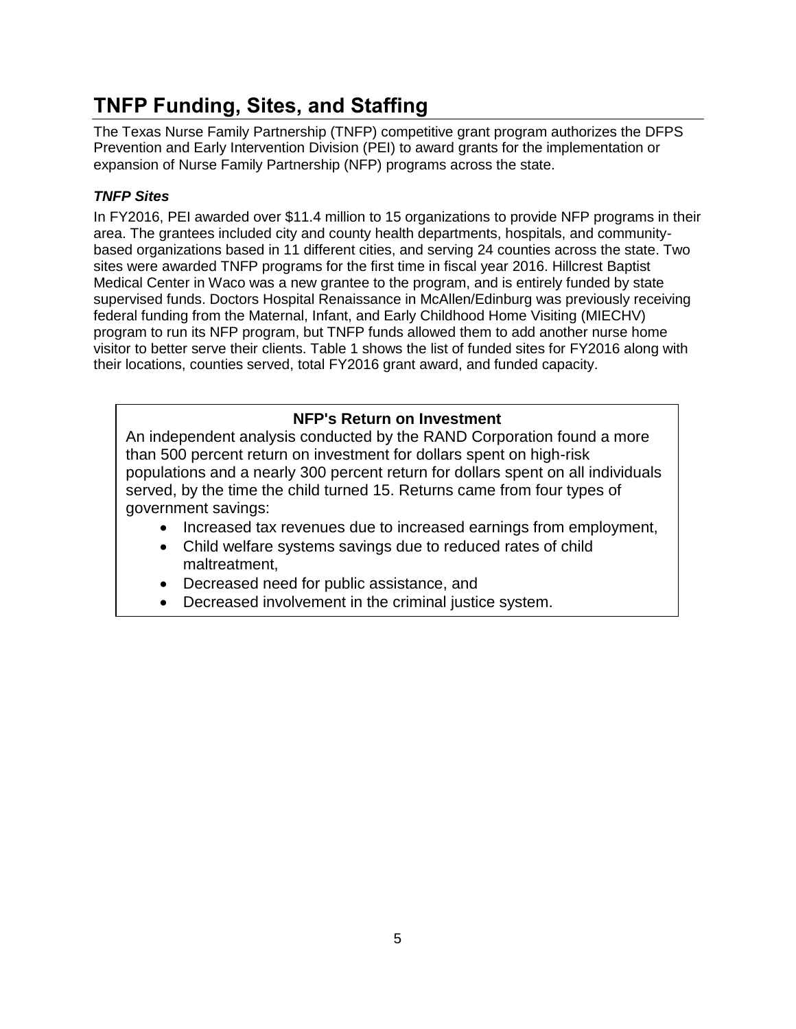# TNFP Funding, Sites, and Staffing

The Texas Nurse Family Partnership (TNFP) competitive grant program authorizes the DFPS Prevention and Early Intervention Division (PEI) to award grants for the implementation or expansion of Nurse Family Partnership (NFP) programs across the state.

### *TNFP Sites*

In FY2016, PEI awarded over $11.4 million to 15 organizations to provide NFP programs in their area. The grantees included city and county health departments, hospitals, and community-based organizations based in 11 different cities, and serving 24 counties across the state. Two sites were awarded TNFP programs for the first time in fiscal year 2016. Hillcrest Baptist Medical Center in Waco was a new grantee to the program, and is entirely funded by state supervised funds. Doctors Hospital Renaissance in McAllen/Edinburg was previously receiving federal funding from the Maternal, Infant, and Early Childhood Home Visiting (MIECHV) program to run its NFP program, but TNFP funds allowed them to add another nurse home visitor to better serve their clients. Table 1 shows the list of funded sites for FY2016 along with their locations, counties served, total FY2016 grant award, and funded capacity.

**NFP's Return on Investment**

An independent analysis conducted by the RAND Corporation found a more than 500 percent return on investment for dollars spent on high-risk populations and a nearly 300 percent return for dollars spent on all individuals served, by the time the child turned 15. Returns came from four types of government savings:

- Increased tax revenues due to increased earnings from employment,
- Child welfare systems savings due to reduced rates of child maltreatment,
- Decreased need for public assistance, and
- Decreased involvement in the criminal justice system.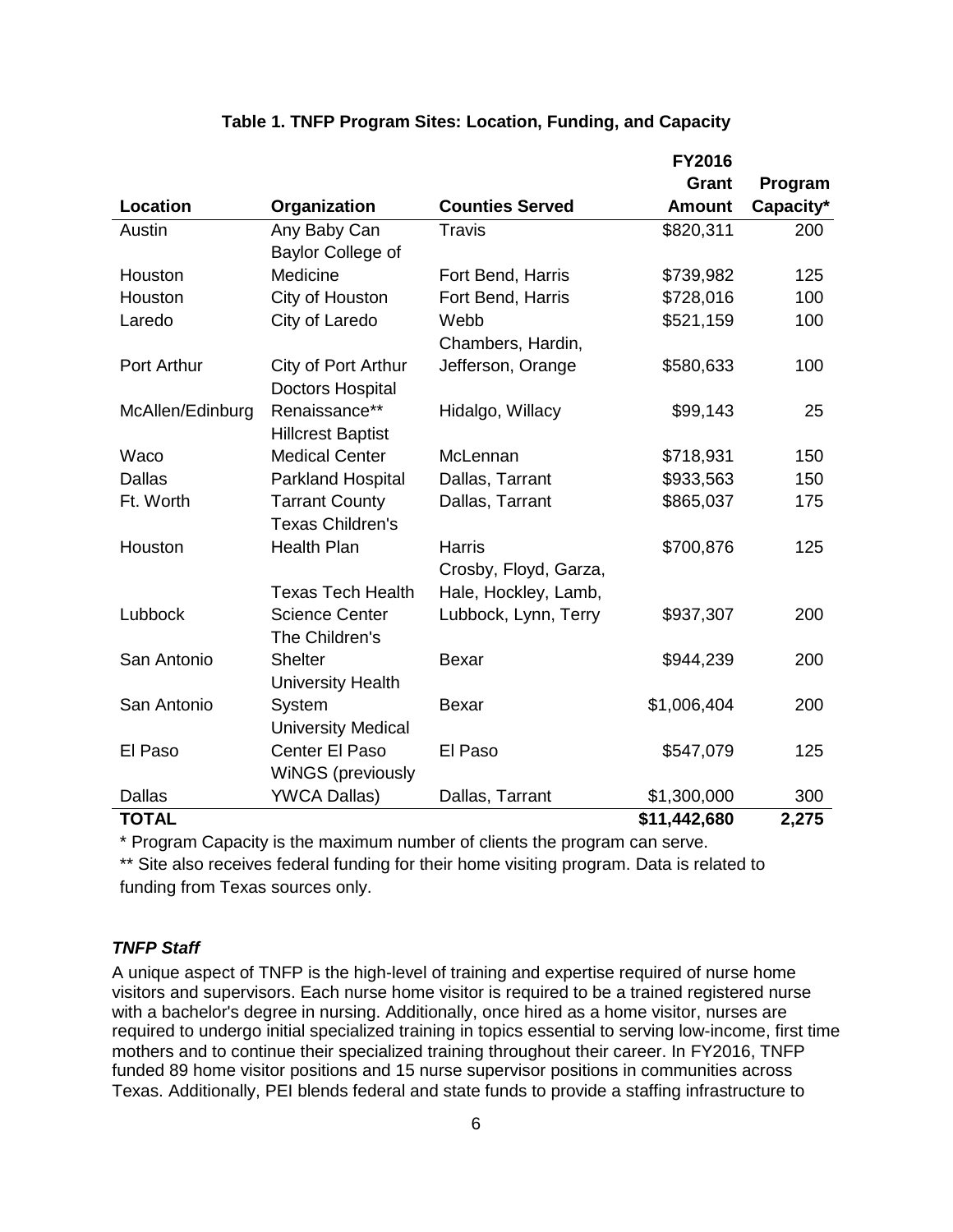**Table 1. TNFP Program Sites: Location, Funding, and Capacity**

| Location | Organization | Counties Served | FY2016 Grant Amount | Program Capacity* |
|---|---|---|---|---|
| Austin | Any Baby Can | Travis | $820,311 | 200 |
| Houston | Baylor College of Medicine | Fort Bend, Harris | $739,982 | 125 |
| Houston | City of Houston | Fort Bend, Harris | $728,016 | 100 |
| Laredo | City of Laredo | Webb | $521,159 | 100 |
| Port Arthur | City of Port Arthur | Chambers, Hardin, Jefferson, Orange | $580,633 | 100 |
| McAllen/Edinburg | Doctors Hospital Renaissance** | Hidalgo, Willacy | $99,143 | 25 |
| Waco | Hillcrest Baptist Medical Center | McLennan | $718,931 | 150 |
| Dallas | Parkland Hospital | Dallas, Tarrant | $933,563 | 150 |
| Ft. Worth | Tarrant County | Dallas, Tarrant | $865,037 | 175 |
| Houston | Texas Children's Health Plan | Harris | $700,876 | 125 |
| Lubbock | Texas Tech Health Science Center | Crosby, Floyd, Garza, Hale, Hockley, Lamb, Lubbock, Lynn, Terry | $937,307 | 200 |
| San Antonio | The Children's Shelter | Bexar | $944,239 | 200 |
| San Antonio | University Health System | Bexar | $1,006,404 | 200 |
| El Paso | University Medical Center El Paso | El Paso | $547,079 | 125 |
| Dallas | WiNGS (previously YWCA Dallas) | Dallas, Tarrant | $1,300,000 | 300 |
| **TOTAL** | | | **$11,442,680** | **2,275** |

\* Program Capacity is the maximum number of clients the program can serve.

** Site also receives federal funding for their home visiting program. Data is related to funding from Texas sources only.

### *TNFP Staff*

A unique aspect of TNFP is the high-level of training and expertise required of nurse home visitors and supervisors. Each nurse home visitor is required to be a trained registered nurse with a bachelor's degree in nursing. Additionally, once hired as a home visitor, nurses are required to undergo initial specialized training in topics essential to serving low-income, first time mothers and to continue their specialized training throughout their career. In FY2016, TNFP funded 89 home visitor positions and 15 nurse supervisor positions in communities across Texas. Additionally, PEI blends federal and state funds to provide a staffing infrastructure to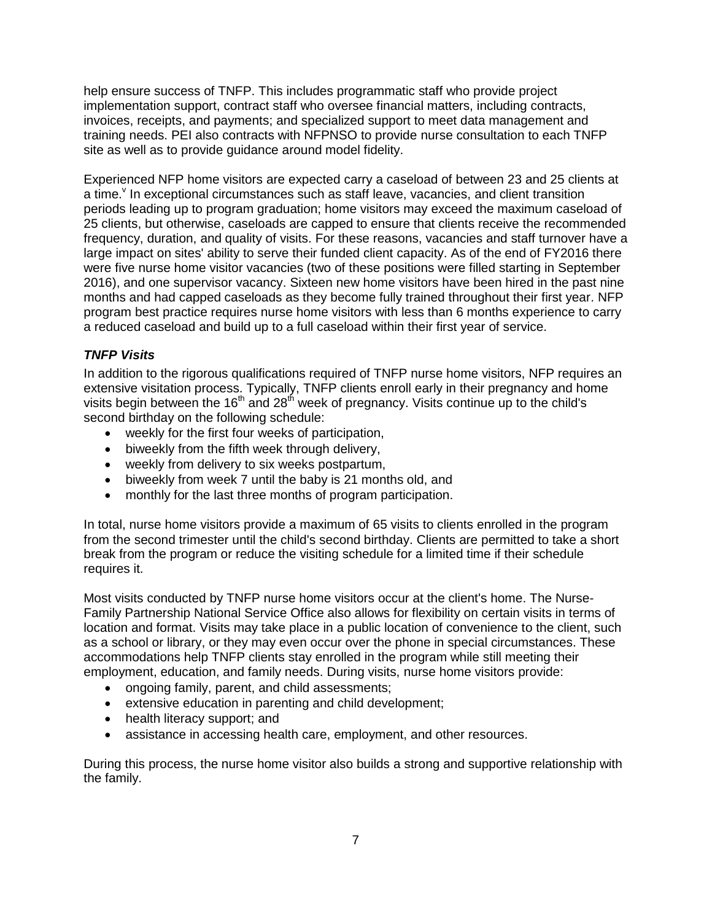help ensure success of TNFP. This includes programmatic staff who provide project implementation support, contract staff who oversee financial matters, including contracts, invoices, receipts, and payments; and specialized support to meet data management and training needs. PEI also contracts with NFPNSO to provide nurse consultation to each TNFP site as well as to provide guidance around model fidelity.

Experienced NFP home visitors are expected carry a caseload of between 23 and 25 clients at a time.[v] In exceptional circumstances such as staff leave, vacancies, and client transition periods leading up to program graduation; home visitors may exceed the maximum caseload of 25 clients, but otherwise, caseloads are capped to ensure that clients receive the recommended frequency, duration, and quality of visits. For these reasons, vacancies and staff turnover have a large impact on sites' ability to serve their funded client capacity. As of the end of FY2016 there were five nurse home visitor vacancies (two of these positions were filled starting in September 2016), and one supervisor vacancy. Sixteen new home visitors have been hired in the past nine months and had capped caseloads as they become fully trained throughout their first year. NFP program best practice requires nurse home visitors with less than 6 months experience to carry a reduced caseload and build up to a full caseload within their first year of service.

### *TNFP Visits*

In addition to the rigorous qualifications required of TNFP nurse home visitors, NFP requires an extensive visitation process. Typically, TNFP clients enroll early in their pregnancy and home visits begin between the 16th and 28th week of pregnancy. Visits continue up to the child's second birthday on the following schedule:

- weekly for the first four weeks of participation,
- biweekly from the fifth week through delivery,
- weekly from delivery to six weeks postpartum,
- biweekly from week 7 until the baby is 21 months old, and
- monthly for the last three months of program participation.

In total, nurse home visitors provide a maximum of 65 visits to clients enrolled in the program from the second trimester until the child's second birthday. Clients are permitted to take a short break from the program or reduce the visiting schedule for a limited time if their schedule requires it.

Most visits conducted by TNFP nurse home visitors occur at the client's home. The Nurse-Family Partnership National Service Office also allows for flexibility on certain visits in terms of location and format. Visits may take place in a public location of convenience to the client, such as a school or library, or they may even occur over the phone in special circumstances. These accommodations help TNFP clients stay enrolled in the program while still meeting their employment, education, and family needs. During visits, nurse home visitors provide:

- ongoing family, parent, and child assessments;
- extensive education in parenting and child development;
- health literacy support; and
- assistance in accessing health care, employment, and other resources.

During this process, the nurse home visitor also builds a strong and supportive relationship with the family.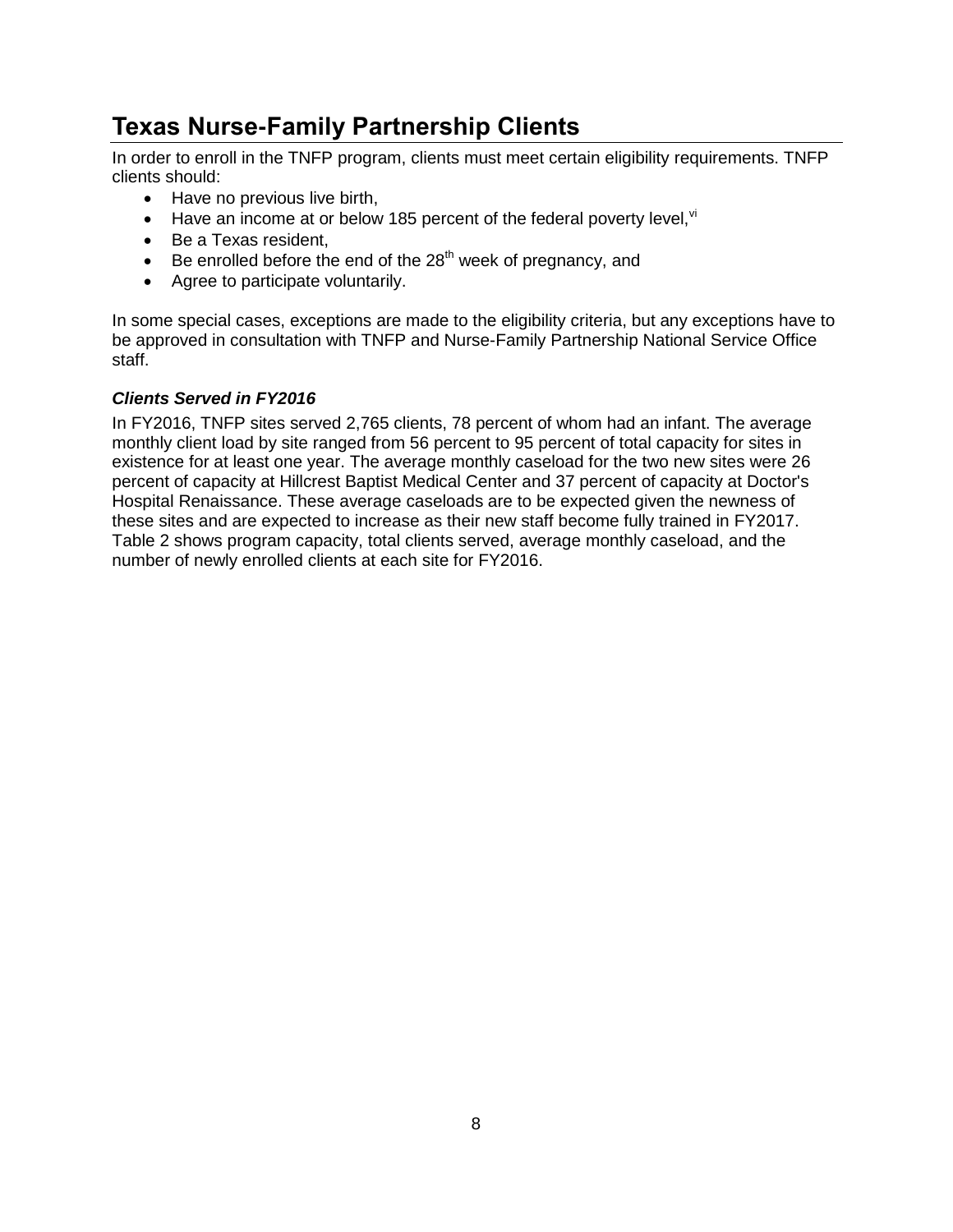## Texas Nurse-Family Partnership Clients

In order to enroll in the TNFP program, clients must meet certain eligibility requirements. TNFP clients should:

- Have no previous live birth,
- Have an income at or below 185 percent of the federal poverty level,[vi]
- Be a Texas resident,
- Be enrolled before the end of the 28th week of pregnancy, and
- Agree to participate voluntarily.

In some special cases, exceptions are made to the eligibility criteria, but any exceptions have to be approved in consultation with TNFP and Nurse-Family Partnership National Service Office staff.

### *Clients Served in FY2016*

In FY2016, TNFP sites served 2,765 clients, 78 percent of whom had an infant. The average monthly client load by site ranged from 56 percent to 95 percent of total capacity for sites in existence for at least one year. The average monthly caseload for the two new sites were 26 percent of capacity at Hillcrest Baptist Medical Center and 37 percent of capacity at Doctor's Hospital Renaissance. These average caseloads are to be expected given the newness of these sites and are expected to increase as their new staff become fully trained in FY2017. Table 2 shows program capacity, total clients served, average monthly caseload, and the number of newly enrolled clients at each site for FY2016.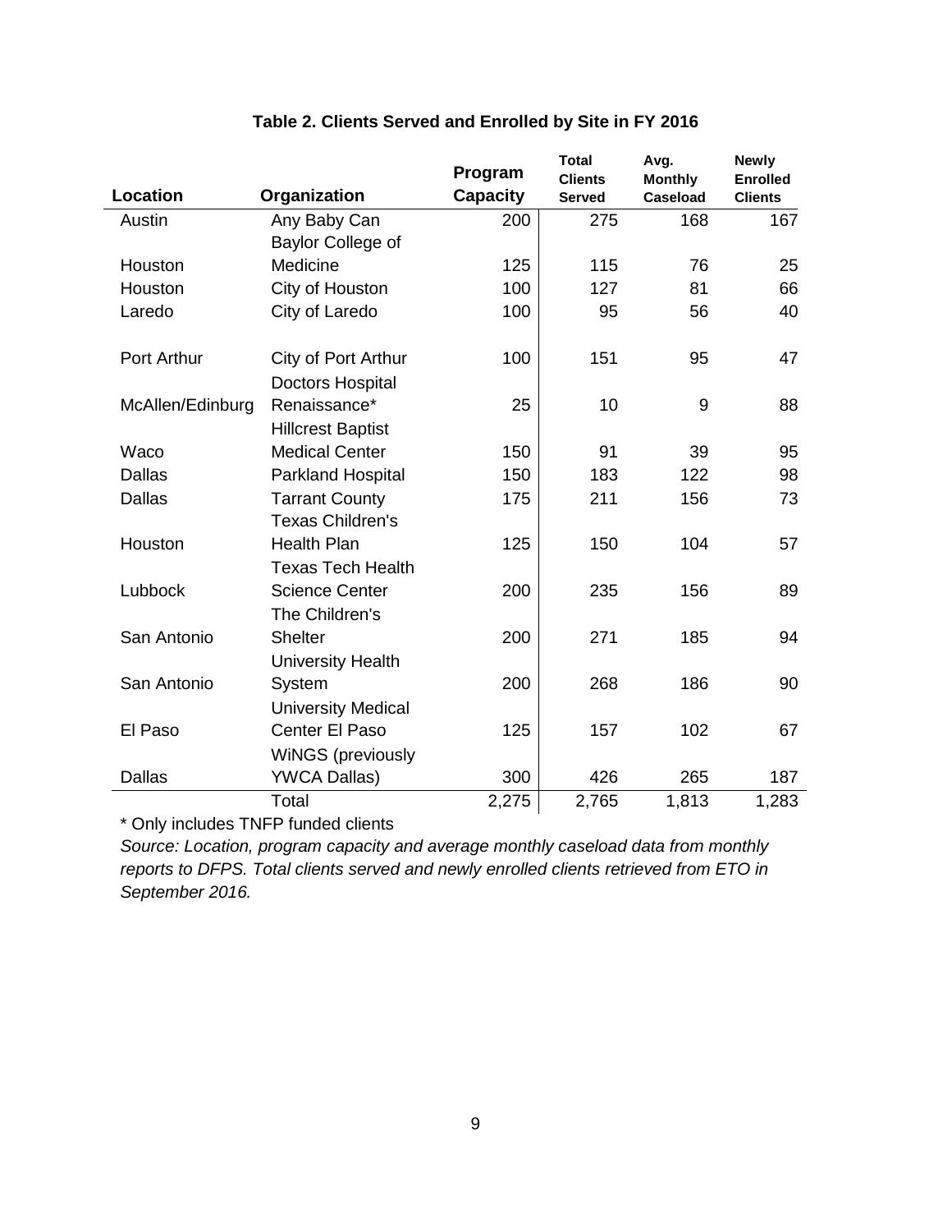**Table 2. Clients Served and Enrolled by Site in FY 2016**

| Location | Organization | Program Capacity | Total Clients Served | Avg. Monthly Caseload | Newly Enrolled Clients |
|---|---|---|---|---|---|
| Austin | Any Baby Can | 200 | 275 | 168 | 167 |
| Houston | Baylor College of Medicine | 125 | 115 | 76 | 25 |
| Houston | City of Houston | 100 | 127 | 81 | 66 |
| Laredo | City of Laredo | 100 | 95 | 56 | 40 |
| Port Arthur | City of Port Arthur | 100 | 151 | 95 | 47 |
| McAllen/Edinburg | Doctors Hospital Renaissance* | 25 | 10 | 9 | 88 |
| Waco | Hillcrest Baptist Medical Center | 150 | 91 | 39 | 95 |
| Dallas | Parkland Hospital | 150 | 183 | 122 | 98 |
| Dallas | Tarrant County | 175 | 211 | 156 | 73 |
| Houston | Texas Children's Health Plan | 125 | 150 | 104 | 57 |
| Lubbock | Texas Tech Health Science Center | 200 | 235 | 156 | 89 |
| San Antonio | The Children's Shelter | 200 | 271 | 185 | 94 |
| San Antonio | University Health System | 200 | 268 | 186 | 90 |
| El Paso | University Medical Center El Paso | 125 | 157 | 102 | 67 |
| Dallas | WiNGS (previously YWCA Dallas) | 300 | 426 | 265 | 187 |
| | Total | 2,275 | 2,765 | 1,813 | 1,283 |

* Only includes TNFP funded clients

*Source: Location, program capacity and average monthly caseload data from monthly reports to DFPS. Total clients served and newly enrolled clients retrieved from ETO in September 2016.*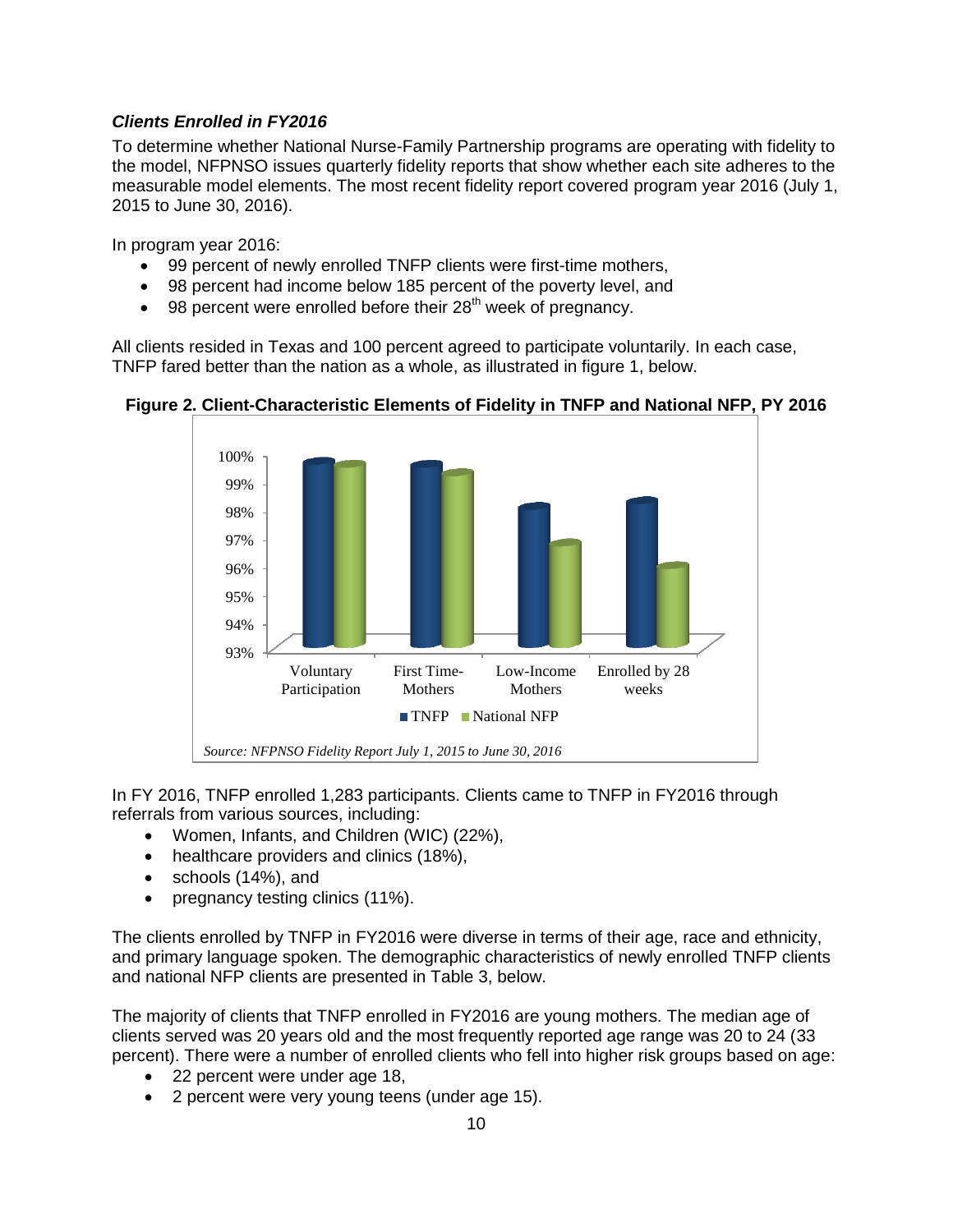### *Clients Enrolled in FY2016*

To determine whether National Nurse-Family Partnership programs are operating with fidelity to the model, NFPNSO issues quarterly fidelity reports that show whether each site adheres to the measurable model elements. The most recent fidelity report covered program year 2016 (July 1, 2015 to June 30, 2016).

In program year 2016:

- 99 percent of newly enrolled TNFP clients were first-time mothers,
- 98 percent had income below 185 percent of the poverty level, and
- 98 percent were enrolled before their 28th week of pregnancy.

All clients resided in Texas and 100 percent agreed to participate voluntarily. In each case, TNFP fared better than the nation as a whole, as illustrated in figure 1, below.

**Figure 2. Client-Characteristic Elements of Fidelity in TNFP and National NFP, PY 2016**

*Source: NFPNSO Fidelity Report July 1, 2015 to June 30, 2016*

In FY 2016, TNFP enrolled 1,283 participants. Clients came to TNFP in FY2016 through referrals from various sources, including:

- Women, Infants, and Children (WIC) (22%),
- healthcare providers and clinics (18%),
- schools (14%), and
- pregnancy testing clinics (11%).

The clients enrolled by TNFP in FY2016 were diverse in terms of their age, race and ethnicity, and primary language spoken. The demographic characteristics of newly enrolled TNFP clients and national NFP clients are presented in Table 3, below.

The majority of clients that TNFP enrolled in FY2016 are young mothers. The median age of clients served was 20 years old and the most frequently reported age range was 20 to 24 (33 percent). There were a number of enrolled clients who fell into higher risk groups based on age:

- 22 percent were under age 18,
- 2 percent were very young teens (under age 15).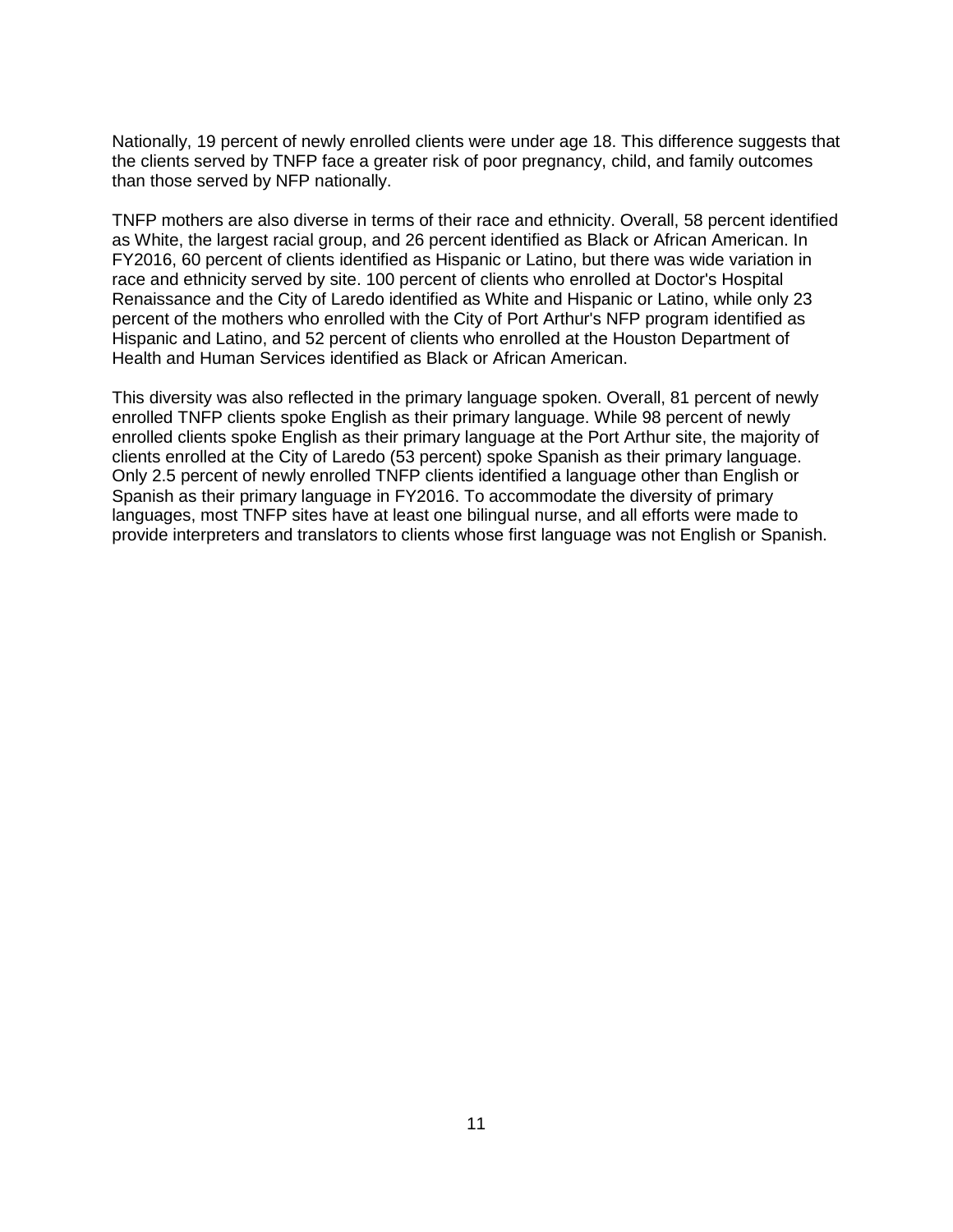Nationally, 19 percent of newly enrolled clients were under age 18. This difference suggests that the clients served by TNFP face a greater risk of poor pregnancy, child, and family outcomes than those served by NFP nationally.

TNFP mothers are also diverse in terms of their race and ethnicity. Overall, 58 percent identified as White, the largest racial group, and 26 percent identified as Black or African American. In FY2016, 60 percent of clients identified as Hispanic or Latino, but there was wide variation in race and ethnicity served by site. 100 percent of clients who enrolled at Doctor's Hospital Renaissance and the City of Laredo identified as White and Hispanic or Latino, while only 23 percent of the mothers who enrolled with the City of Port Arthur's NFP program identified as Hispanic and Latino, and 52 percent of clients who enrolled at the Houston Department of Health and Human Services identified as Black or African American.

This diversity was also reflected in the primary language spoken. Overall, 81 percent of newly enrolled TNFP clients spoke English as their primary language. While 98 percent of newly enrolled clients spoke English as their primary language at the Port Arthur site, the majority of clients enrolled at the City of Laredo (53 percent) spoke Spanish as their primary language. Only 2.5 percent of newly enrolled TNFP clients identified a language other than English or Spanish as their primary language in FY2016. To accommodate the diversity of primary languages, most TNFP sites have at least one bilingual nurse, and all efforts were made to provide interpreters and translators to clients whose first language was not English or Spanish.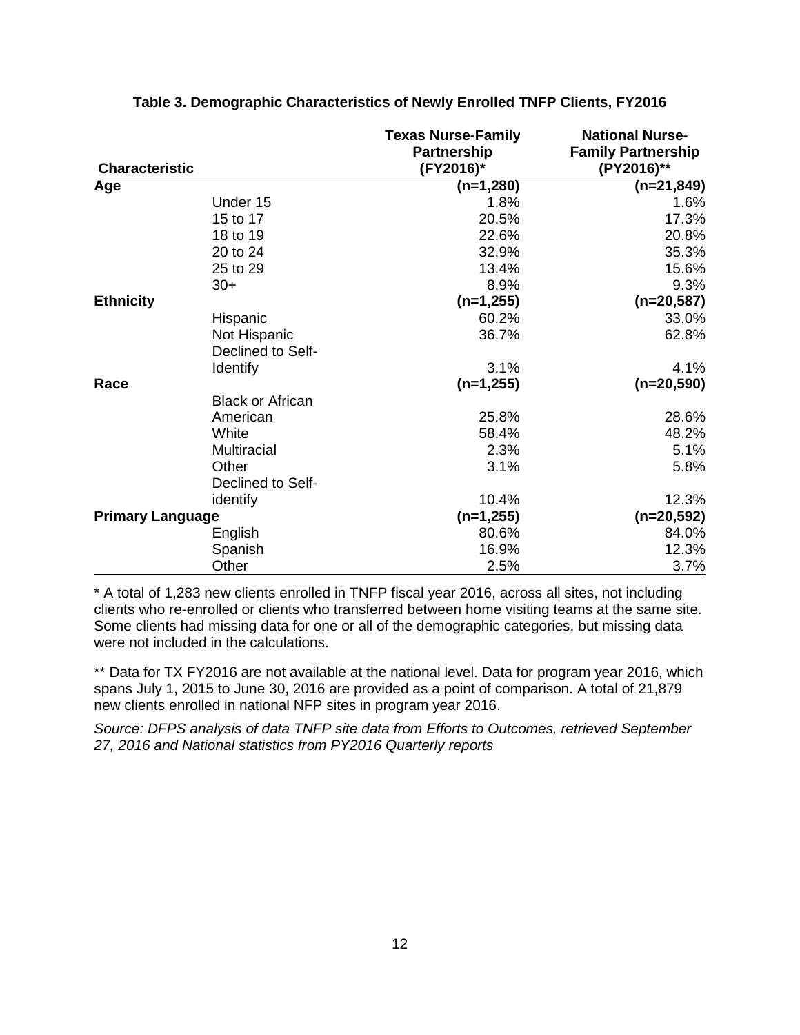**Table 3. Demographic Characteristics of Newly Enrolled TNFP Clients, FY2016**

| Characteristic | | Texas Nurse-Family Partnership (FY2016)* | National Nurse-Family Partnership (PY2016)** |
|---|---|---|---|
| **Age** | | **(n=1,280)** | **(n=21,849)** |
| | Under 15 | 1.8% | 1.6% |
| | 15 to 17 | 20.5% | 17.3% |
| | 18 to 19 | 22.6% | 20.8% |
| | 20 to 24 | 32.9% | 35.3% |
| | 25 to 29 | 13.4% | 15.6% |
| | 30+ | 8.9% | 9.3% |
| **Ethnicity** | | **(n=1,255)** | **(n=20,587)** |
| | Hispanic | 60.2% | 33.0% |
| | Not Hispanic | 36.7% | 62.8% |
| | Declined to Self-Identify | 3.1% | 4.1% |
| **Race** | | **(n=1,255)** | **(n=20,590)** |
| | Black or African American | 25.8% | 28.6% |
| | White | 58.4% | 48.2% |
| | Multiracial | 2.3% | 5.1% |
| | Other | 3.1% | 5.8% |
| | Declined to Self-identify | 10.4% | 12.3% |
| **Primary Language** | | **(n=1,255)** | **(n=20,592)** |
| | English | 80.6% | 84.0% |
| | Spanish | 16.9% | 12.3% |
| | Other | 2.5% | 3.7% |

\* A total of 1,283 new clients enrolled in TNFP fiscal year 2016, across all sites, not including clients who re-enrolled or clients who transferred between home visiting teams at the same site. Some clients had missing data for one or all of the demographic categories, but missing data were not included in the calculations.

\*\* Data for TX FY2016 are not available at the national level. Data for program year 2016, which spans July 1, 2015 to June 30, 2016 are provided as a point of comparison. A total of 21,879 new clients enrolled in national NFP sites in program year 2016.

*Source: DFPS analysis of data TNFP site data from Efforts to Outcomes, retrieved September 27, 2016 and National statistics from PY2016 Quarterly reports*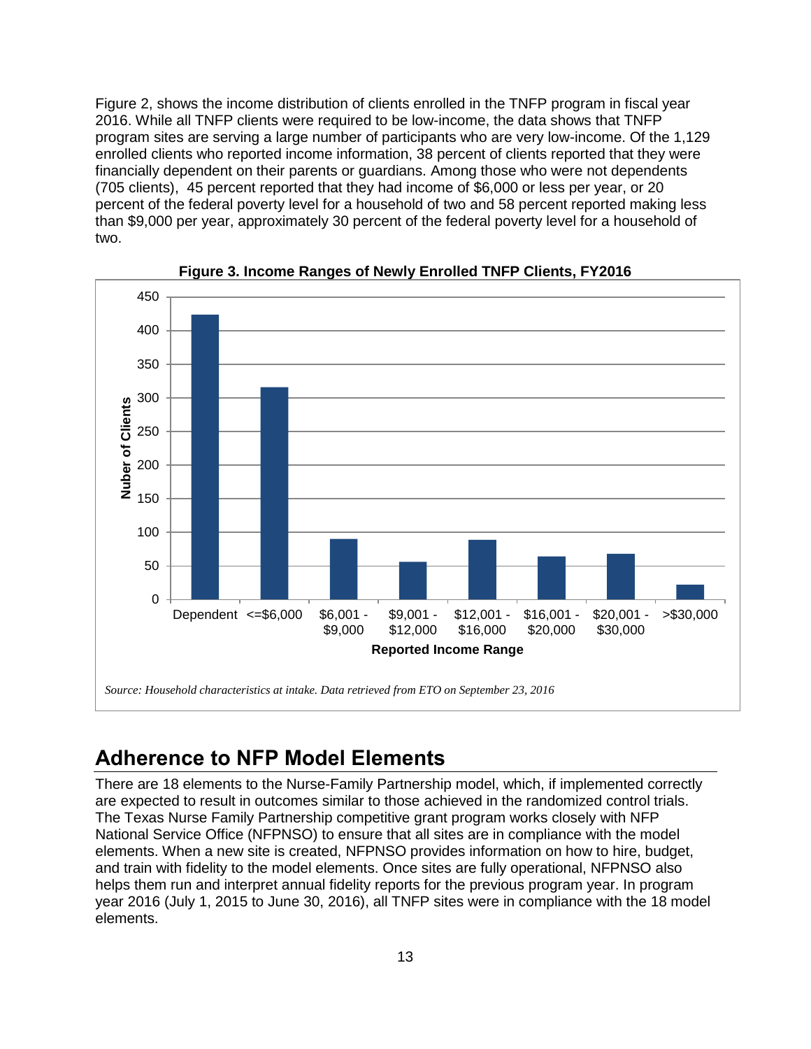Figure 2, shows the income distribution of clients enrolled in the TNFP program in fiscal year 2016. While all TNFP clients were required to be low-income, the data shows that TNFP program sites are serving a large number of participants who are very low-income. Of the 1,129 enrolled clients who reported income information, 38 percent of clients reported that they were financially dependent on their parents or guardians. Among those who were not dependents (705 clients), 45 percent reported that they had income of $6,000 or less per year, or 20 percent of the federal poverty level for a household of two and 58 percent reported making less than $9,000 per year, approximately 30 percent of the federal poverty level for a household of two.

**Figure 3. Income Ranges of Newly Enrolled TNFP Clients, FY2016**

*Source: Household characteristics at intake. Data retrieved from ETO on September 23, 2016*

## Adherence to NFP Model Elements

There are 18 elements to the Nurse-Family Partnership model, which, if implemented correctly are expected to result in outcomes similar to those achieved in the randomized control trials. The Texas Nurse Family Partnership competitive grant program works closely with NFP National Service Office (NFPNSO) to ensure that all sites are in compliance with the model elements. When a new site is created, NFPNSO provides information on how to hire, budget, and train with fidelity to the model elements. Once sites are fully operational, NFPNSO also helps them run and interpret annual fidelity reports for the previous program year. In program year 2016 (July 1, 2015 to June 30, 2016), all TNFP sites were in compliance with the 18 model elements.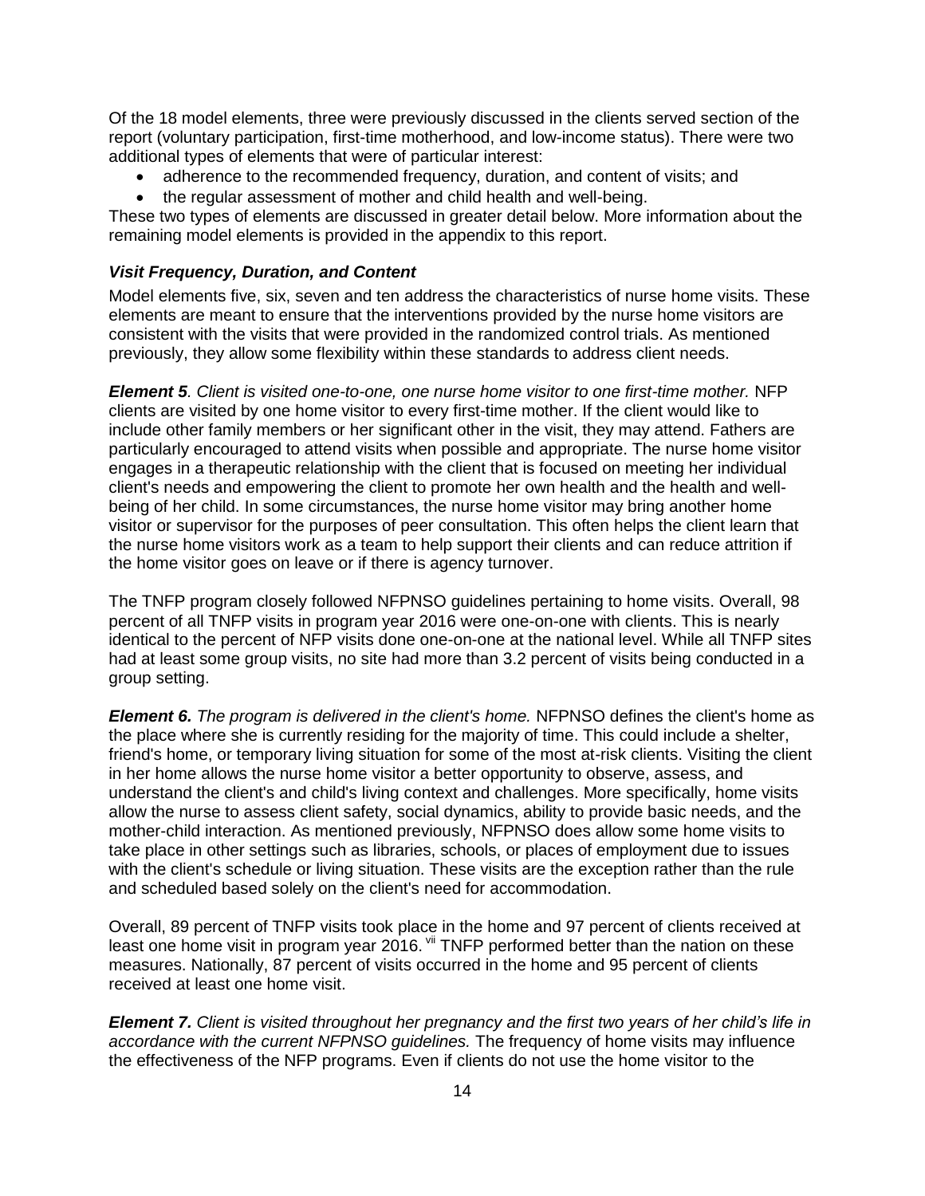Of the 18 model elements, three were previously discussed in the clients served section of the report (voluntary participation, first-time motherhood, and low-income status). There were two additional types of elements that were of particular interest:

- adherence to the recommended frequency, duration, and content of visits; and
- the regular assessment of mother and child health and well-being.

These two types of elements are discussed in greater detail below. More information about the remaining model elements is provided in the appendix to this report.

### *Visit Frequency, Duration, and Content*

Model elements five, six, seven and ten address the characteristics of nurse home visits. These elements are meant to ensure that the interventions provided by the nurse home visitors are consistent with the visits that were provided in the randomized control trials. As mentioned previously, they allow some flexibility within these standards to address client needs.

***Element 5**. Client is visited one-to-one, one nurse home visitor to one first-time mother.* NFP clients are visited by one home visitor to every first-time mother. If the client would like to include other family members or her significant other in the visit, they may attend. Fathers are particularly encouraged to attend visits when possible and appropriate. The nurse home visitor engages in a therapeutic relationship with the client that is focused on meeting her individual client's needs and empowering the client to promote her own health and the health and well-being of her child. In some circumstances, the nurse home visitor may bring another home visitor or supervisor for the purposes of peer consultation. This often helps the client learn that the nurse home visitors work as a team to help support their clients and can reduce attrition if the home visitor goes on leave or if there is agency turnover.

The TNFP program closely followed NFPNSO guidelines pertaining to home visits. Overall, 98 percent of all TNFP visits in program year 2016 were one-on-one with clients. This is nearly identical to the percent of NFP visits done one-on-one at the national level. While all TNFP sites had at least some group visits, no site had more than 3.2 percent of visits being conducted in a group setting.

***Element 6.** The program is delivered in the client's home.* NFPNSO defines the client's home as the place where she is currently residing for the majority of time. This could include a shelter, friend's home, or temporary living situation for some of the most at-risk clients. Visiting the client in her home allows the nurse home visitor a better opportunity to observe, assess, and understand the client's and child's living context and challenges. More specifically, home visits allow the nurse to assess client safety, social dynamics, ability to provide basic needs, and the mother-child interaction. As mentioned previously, NFPNSO does allow some home visits to take place in other settings such as libraries, schools, or places of employment due to issues with the client's schedule or living situation. These visits are the exception rather than the rule and scheduled based solely on the client's need for accommodation.

Overall, 89 percent of TNFP visits took place in the home and 97 percent of clients received at least one home visit in program year 2016.[vii] TNFP performed better than the nation on these measures. Nationally, 87 percent of visits occurred in the home and 95 percent of clients received at least one home visit.

***Element 7.** Client is visited throughout her pregnancy and the first two years of her child's life in accordance with the current NFPNSO guidelines.* The frequency of home visits may influence the effectiveness of the NFP programs. Even if clients do not use the home visitor to the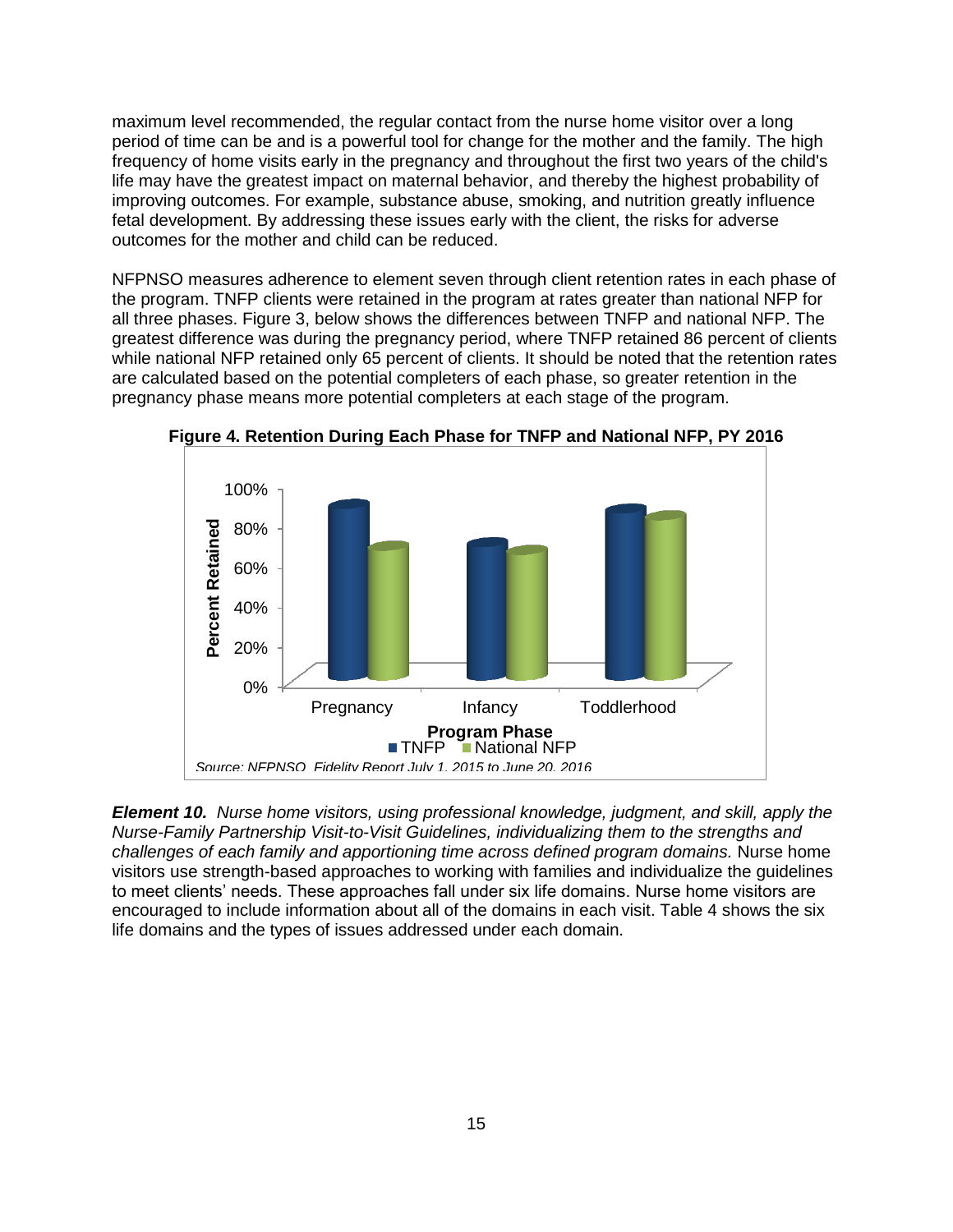maximum level recommended, the regular contact from the nurse home visitor over a long period of time can be and is a powerful tool for change for the mother and the family. The high frequency of home visits early in the pregnancy and throughout the first two years of the child's life may have the greatest impact on maternal behavior, and thereby the highest probability of improving outcomes. For example, substance abuse, smoking, and nutrition greatly influence fetal development. By addressing these issues early with the client, the risks for adverse outcomes for the mother and child can be reduced.

NFPNSO measures adherence to element seven through client retention rates in each phase of the program. TNFP clients were retained in the program at rates greater than national NFP for all three phases. Figure 3, below shows the differences between TNFP and national NFP. The greatest difference was during the pregnancy period, where TNFP retained 86 percent of clients while national NFP retained only 65 percent of clients. It should be noted that the retention rates are calculated based on the potential completers of each phase, so greater retention in the pregnancy phase means more potential completers at each stage of the program.

**Figure 4. Retention During Each Phase for TNFP and National NFP, PY 2016**

*Source: NFPNSO Fidelity Report July 1, 2015 to June 20, 2016*

***Element 10.*** *Nurse home visitors, using professional knowledge, judgment, and skill, apply the Nurse-Family Partnership Visit-to-Visit Guidelines, individualizing them to the strengths and challenges of each family and apportioning time across defined program domains.* Nurse home visitors use strength-based approaches to working with families and individualize the guidelines to meet clients' needs. These approaches fall under six life domains. Nurse home visitors are encouraged to include information about all of the domains in each visit. Table 4 shows the six life domains and the types of issues addressed under each domain.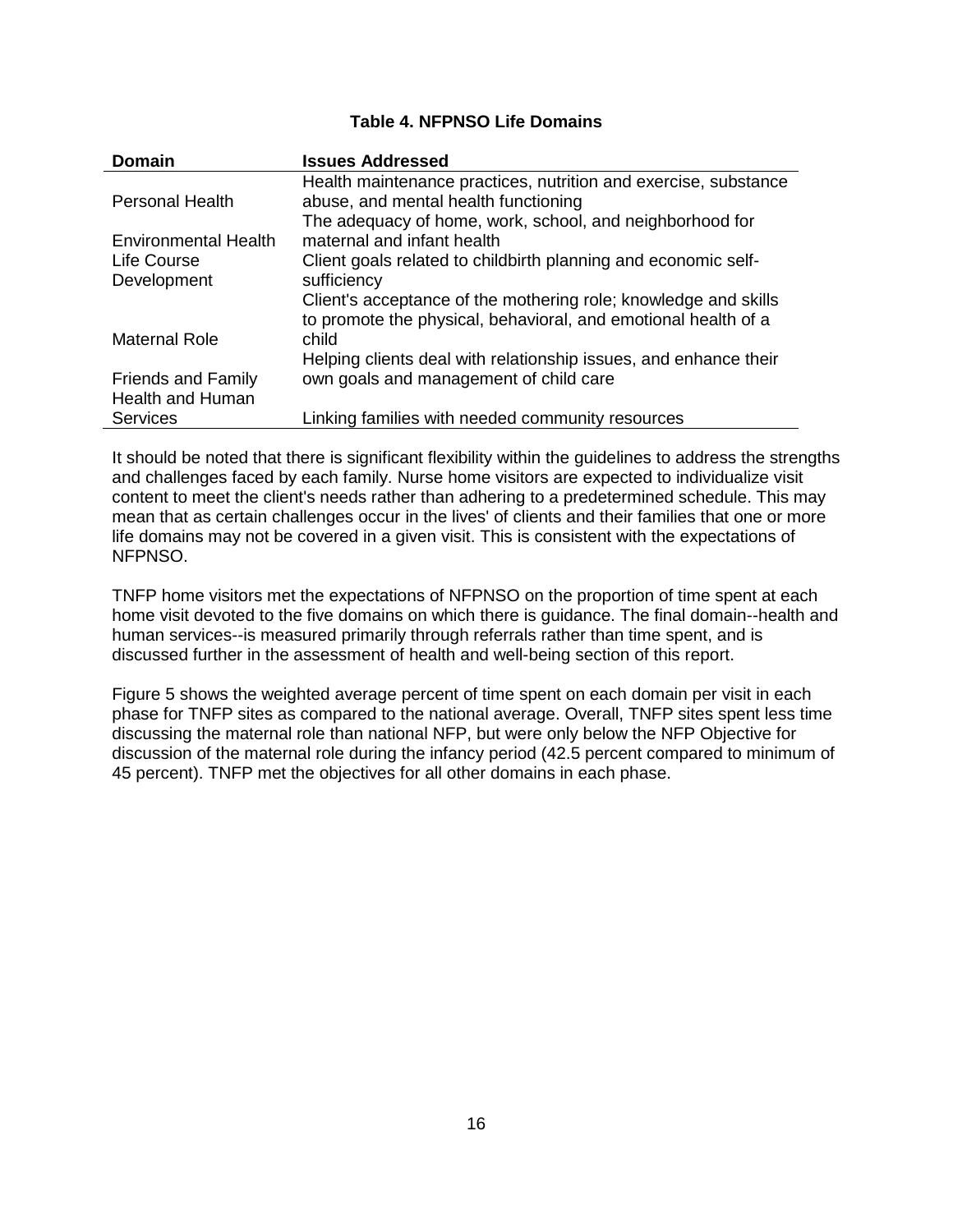**Table 4. NFPNSO Life Domains**

| Domain | Issues Addressed |
|---|---|
| Personal Health | Health maintenance practices, nutrition and exercise, substance abuse, and mental health functioning |
| Environmental Health | The adequacy of home, work, school, and neighborhood for maternal and infant health |
| Life Course Development | Client goals related to childbirth planning and economic self-sufficiency |
| Maternal Role | Client's acceptance of the mothering role; knowledge and skills to promote the physical, behavioral, and emotional health of a child |
| Friends and Family | Helping clients deal with relationship issues, and enhance their own goals and management of child care |
| Health and Human Services | Linking families with needed community resources |

It should be noted that there is significant flexibility within the guidelines to address the strengths and challenges faced by each family. Nurse home visitors are expected to individualize visit content to meet the client's needs rather than adhering to a predetermined schedule. This may mean that as certain challenges occur in the lives' of clients and their families that one or more life domains may not be covered in a given visit. This is consistent with the expectations of NFPNSO.

TNFP home visitors met the expectations of NFPNSO on the proportion of time spent at each home visit devoted to the five domains on which there is guidance. The final domain--health and human services--is measured primarily through referrals rather than time spent, and is discussed further in the assessment of health and well-being section of this report.

Figure 5 shows the weighted average percent of time spent on each domain per visit in each phase for TNFP sites as compared to the national average. Overall, TNFP sites spent less time discussing the maternal role than national NFP, but were only below the NFP Objective for discussion of the maternal role during the infancy period (42.5 percent compared to minimum of 45 percent). TNFP met the objectives for all other domains in each phase.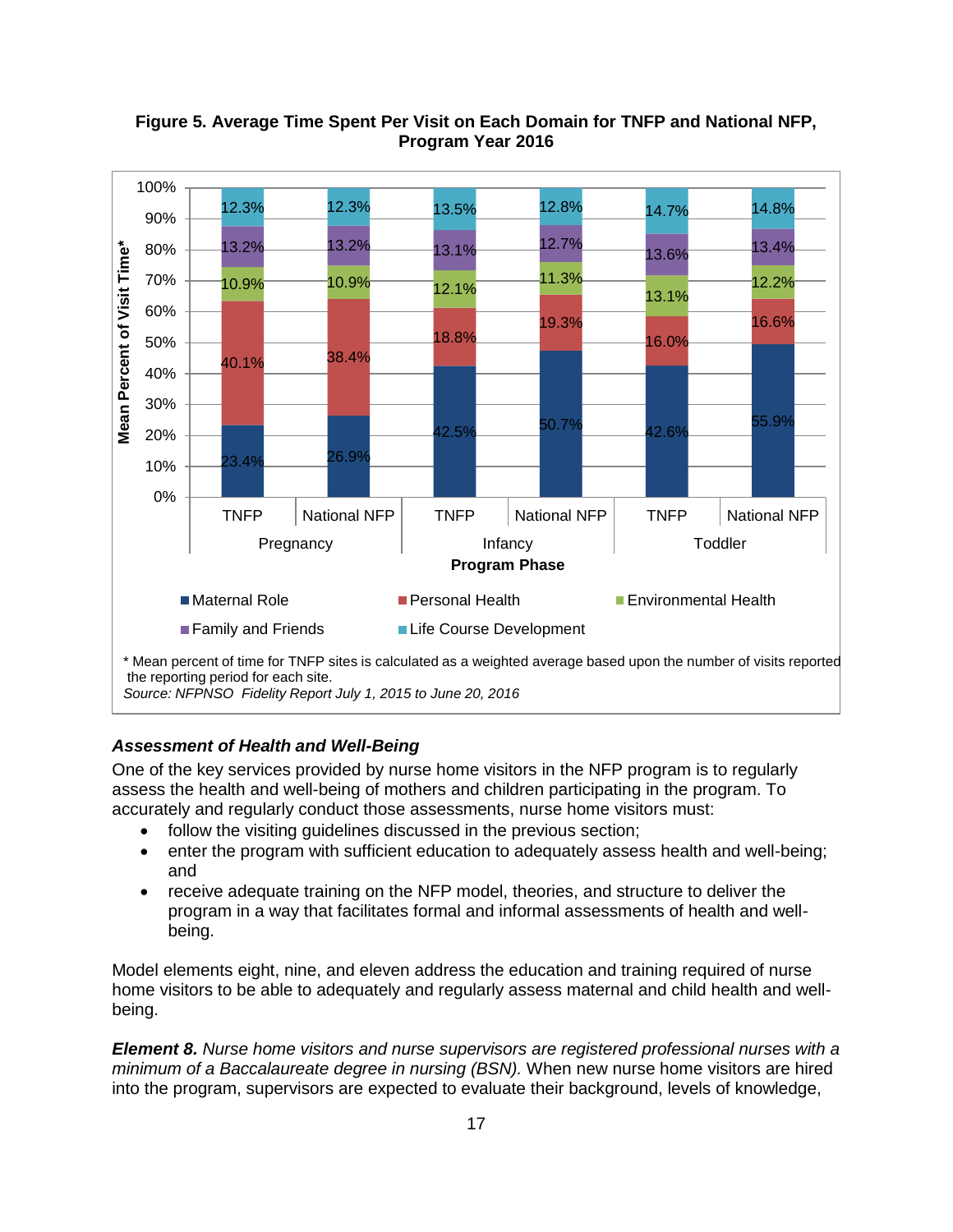**Figure 5. Average Time Spent Per Visit on Each Domain for TNFP and National NFP, Program Year 2016**

| Program Phase | Site | Maternal Role | Personal Health | Environmental Health | Family and Friends | Life Course Development |
|---|---|---|---|---|---|---|
| Pregnancy | TNFP | 23.4% | 40.1% | 10.9% | 13.2% | 12.3% |
| Pregnancy | National NFP | 26.9% | 38.4% | 10.9% | 13.2% | 12.3% |
| Infancy | TNFP | 42.5% | 18.8% | 12.1% | 13.1% | 13.5% |
| Infancy | National NFP | 50.7% | 19.3% | 11.3% | 12.7% | 12.8% |
| Toddler | TNFP | 42.6% | 16.0% | 13.1% | 13.6% | 14.7% |
| Toddler | National NFP | 55.9% | 16.6% | 12.2% | 13.4% | 14.8% |

Y-axis: Mean Percent of Visit Time*

\* Mean percent of time for TNFP sites is calculated as a weighted average based upon the number of visits reported the reporting period for each site.
*Source: NFPNSO Fidelity Report July 1, 2015 to June 20, 2016*

### *Assessment of Health and Well-Being*

One of the key services provided by nurse home visitors in the NFP program is to regularly assess the health and well-being of mothers and children participating in the program. To accurately and regularly conduct those assessments, nurse home visitors must:

- follow the visiting guidelines discussed in the previous section;
- enter the program with sufficient education to adequately assess health and well-being; and
- receive adequate training on the NFP model, theories, and structure to deliver the program in a way that facilitates formal and informal assessments of health and well-being.

Model elements eight, nine, and eleven address the education and training required of nurse home visitors to be able to adequately and regularly assess maternal and child health and well-being.

***Element 8.*** *Nurse home visitors and nurse supervisors are registered professional nurses with a minimum of a Baccalaureate degree in nursing (BSN).* When new nurse home visitors are hired into the program, supervisors are expected to evaluate their background, levels of knowledge,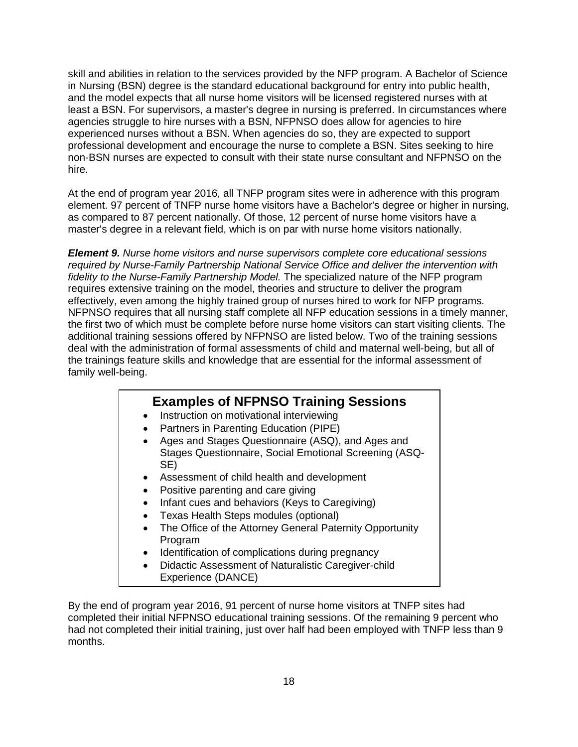skill and abilities in relation to the services provided by the NFP program. A Bachelor of Science in Nursing (BSN) degree is the standard educational background for entry into public health, and the model expects that all nurse home visitors will be licensed registered nurses with at least a BSN. For supervisors, a master's degree in nursing is preferred. In circumstances where agencies struggle to hire nurses with a BSN, NFPNSO does allow for agencies to hire experienced nurses without a BSN. When agencies do so, they are expected to support professional development and encourage the nurse to complete a BSN. Sites seeking to hire non-BSN nurses are expected to consult with their state nurse consultant and NFPNSO on the hire.

At the end of program year 2016, all TNFP program sites were in adherence with this program element. 97 percent of TNFP nurse home visitors have a Bachelor's degree or higher in nursing, as compared to 87 percent nationally. Of those, 12 percent of nurse home visitors have a master's degree in a relevant field, which is on par with nurse home visitors nationally.

***Element 9.*** *Nurse home visitors and nurse supervisors complete core educational sessions required by Nurse-Family Partnership National Service Office and deliver the intervention with fidelity to the Nurse-Family Partnership Model.* The specialized nature of the NFP program requires extensive training on the model, theories and structure to deliver the program effectively, even among the highly trained group of nurses hired to work for NFP programs. NFPNSO requires that all nursing staff complete all NFP education sessions in a timely manner, the first two of which must be complete before nurse home visitors can start visiting clients. The additional training sessions offered by NFPNSO are listed below. Two of the training sessions deal with the administration of formal assessments of child and maternal well-being, but all of the trainings feature skills and knowledge that are essential for the informal assessment of family well-being.

### Examples of NFPNSO Training Sessions

- Instruction on motivational interviewing
- Partners in Parenting Education (PIPE)
- Ages and Stages Questionnaire (ASQ), and Ages and Stages Questionnaire, Social Emotional Screening (ASQ-SE)
- Assessment of child health and development
- Positive parenting and care giving
- Infant cues and behaviors (Keys to Caregiving)
- Texas Health Steps modules (optional)
- The Office of the Attorney General Paternity Opportunity Program
- Identification of complications during pregnancy
- Didactic Assessment of Naturalistic Caregiver-child Experience (DANCE)

By the end of program year 2016, 91 percent of nurse home visitors at TNFP sites had completed their initial NFPNSO educational training sessions. Of the remaining 9 percent who had not completed their initial training, just over half had been employed with TNFP less than 9 months.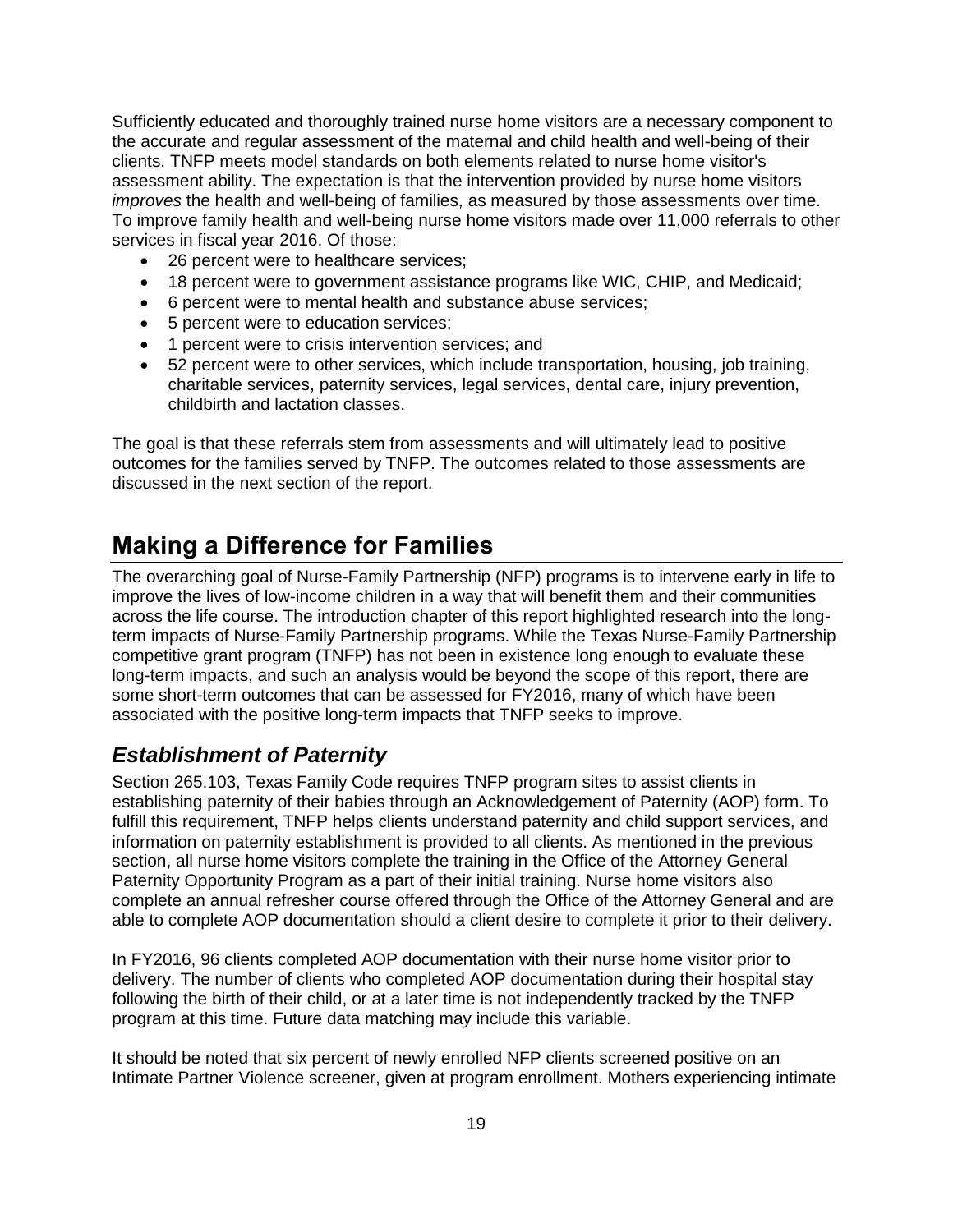Sufficiently educated and thoroughly trained nurse home visitors are a necessary component to the accurate and regular assessment of the maternal and child health and well-being of their clients. TNFP meets model standards on both elements related to nurse home visitor's assessment ability. The expectation is that the intervention provided by nurse home visitors *improves* the health and well-being of families, as measured by those assessments over time. To improve family health and well-being nurse home visitors made over 11,000 referrals to other services in fiscal year 2016. Of those:

- 26 percent were to healthcare services;
- 18 percent were to government assistance programs like WIC, CHIP, and Medicaid;
- 6 percent were to mental health and substance abuse services;
- 5 percent were to education services;
- 1 percent were to crisis intervention services; and
- 52 percent were to other services, which include transportation, housing, job training, charitable services, paternity services, legal services, dental care, injury prevention, childbirth and lactation classes.

The goal is that these referrals stem from assessments and will ultimately lead to positive outcomes for the families served by TNFP. The outcomes related to those assessments are discussed in the next section of the report.

# Making a Difference for Families

The overarching goal of Nurse-Family Partnership (NFP) programs is to intervene early in life to improve the lives of low-income children in a way that will benefit them and their communities across the life course. The introduction chapter of this report highlighted research into the long-term impacts of Nurse-Family Partnership programs. While the Texas Nurse-Family Partnership competitive grant program (TNFP) has not been in existence long enough to evaluate these long-term impacts, and such an analysis would be beyond the scope of this report, there are some short-term outcomes that can be assessed for FY2016, many of which have been associated with the positive long-term impacts that TNFP seeks to improve.

## *Establishment of Paternity*

Section 265.103, Texas Family Code requires TNFP program sites to assist clients in establishing paternity of their babies through an Acknowledgement of Paternity (AOP) form. To fulfill this requirement, TNFP helps clients understand paternity and child support services, and information on paternity establishment is provided to all clients. As mentioned in the previous section, all nurse home visitors complete the training in the Office of the Attorney General Paternity Opportunity Program as a part of their initial training. Nurse home visitors also complete an annual refresher course offered through the Office of the Attorney General and are able to complete AOP documentation should a client desire to complete it prior to their delivery.

In FY2016, 96 clients completed AOP documentation with their nurse home visitor prior to delivery. The number of clients who completed AOP documentation during their hospital stay following the birth of their child, or at a later time is not independently tracked by the TNFP program at this time. Future data matching may include this variable.

It should be noted that six percent of newly enrolled NFP clients screened positive on an Intimate Partner Violence screener, given at program enrollment. Mothers experiencing intimate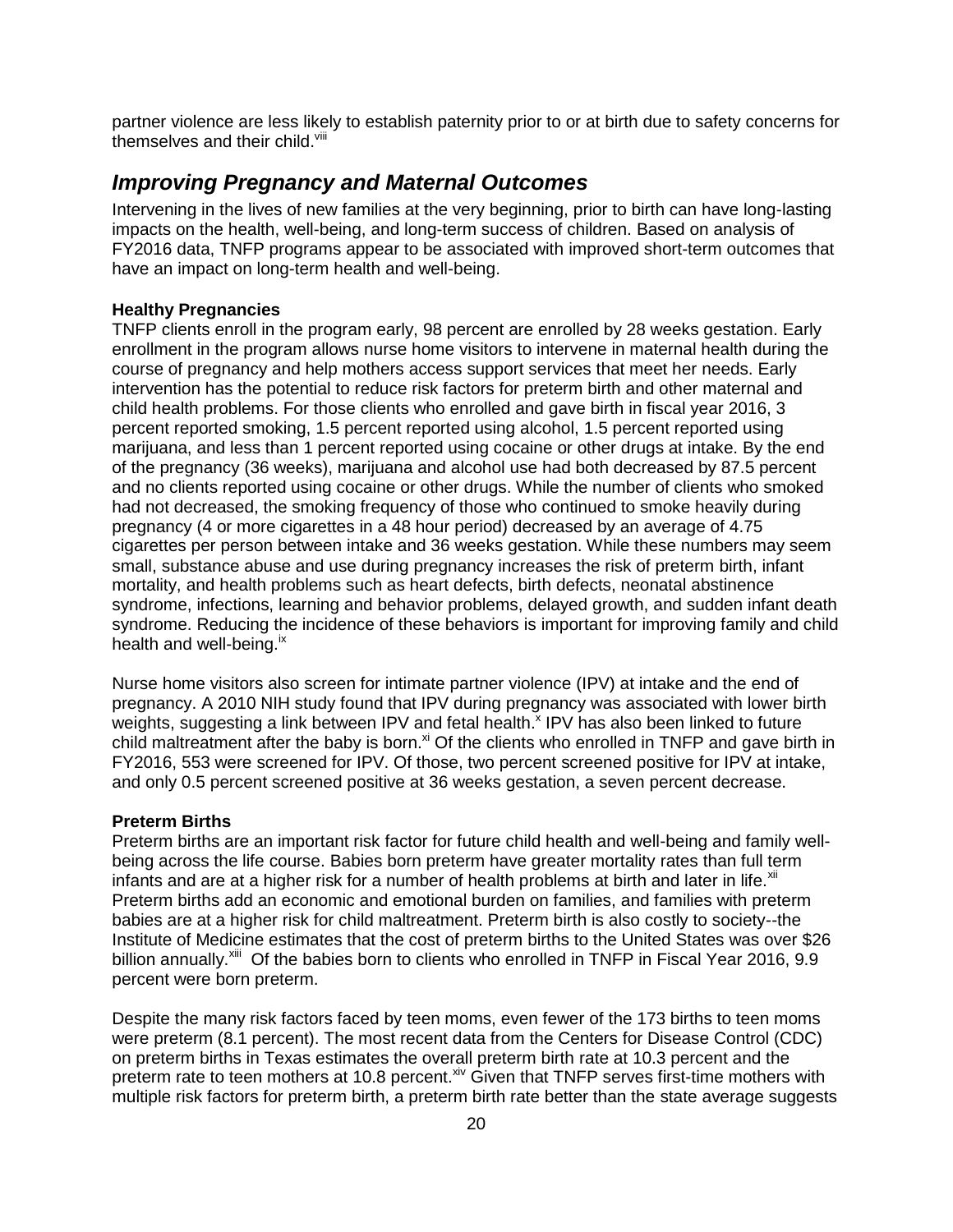partner violence are less likely to establish paternity prior to or at birth due to safety concerns for themselves and their child.[viii]

## *Improving Pregnancy and Maternal Outcomes*

Intervening in the lives of new families at the very beginning, prior to birth can have long-lasting impacts on the health, well-being, and long-term success of children. Based on analysis of FY2016 data, TNFP programs appear to be associated with improved short-term outcomes that have an impact on long-term health and well-being.

**Healthy Pregnancies**

TNFP clients enroll in the program early, 98 percent are enrolled by 28 weeks gestation. Early enrollment in the program allows nurse home visitors to intervene in maternal health during the course of pregnancy and help mothers access support services that meet her needs. Early intervention has the potential to reduce risk factors for preterm birth and other maternal and child health problems. For those clients who enrolled and gave birth in fiscal year 2016, 3 percent reported smoking, 1.5 percent reported using alcohol, 1.5 percent reported using marijuana, and less than 1 percent reported using cocaine or other drugs at intake. By the end of the pregnancy (36 weeks), marijuana and alcohol use had both decreased by 87.5 percent and no clients reported using cocaine or other drugs. While the number of clients who smoked had not decreased, the smoking frequency of those who continued to smoke heavily during pregnancy (4 or more cigarettes in a 48 hour period) decreased by an average of 4.75 cigarettes per person between intake and 36 weeks gestation. While these numbers may seem small, substance abuse and use during pregnancy increases the risk of preterm birth, infant mortality, and health problems such as heart defects, birth defects, neonatal abstinence syndrome, infections, learning and behavior problems, delayed growth, and sudden infant death syndrome. Reducing the incidence of these behaviors is important for improving family and child health and well-being.[ix]

Nurse home visitors also screen for intimate partner violence (IPV) at intake and the end of pregnancy. A 2010 NIH study found that IPV during pregnancy was associated with lower birth weights, suggesting a link between IPV and fetal health.[x] IPV has also been linked to future child maltreatment after the baby is born.[xi] Of the clients who enrolled in TNFP and gave birth in FY2016, 553 were screened for IPV. Of those, two percent screened positive for IPV at intake, and only 0.5 percent screened positive at 36 weeks gestation, a seven percent decrease.

**Preterm Births**

Preterm births are an important risk factor for future child health and well-being and family well-being across the life course. Babies born preterm have greater mortality rates than full term infants and are at a higher risk for a number of health problems at birth and later in life.[xii] Preterm births add an economic and emotional burden on families, and families with preterm babies are at a higher risk for child maltreatment. Preterm birth is also costly to society--the Institute of Medicine estimates that the cost of preterm births to the United States was over $26 billion annually.[xiii] Of the babies born to clients who enrolled in TNFP in Fiscal Year 2016, 9.9 percent were born preterm.

Despite the many risk factors faced by teen moms, even fewer of the 173 births to teen moms were preterm (8.1 percent). The most recent data from the Centers for Disease Control (CDC) on preterm births in Texas estimates the overall preterm birth rate at 10.3 percent and the preterm rate to teen mothers at 10.8 percent.[xiv] Given that TNFP serves first-time mothers with multiple risk factors for preterm birth, a preterm birth rate better than the state average suggests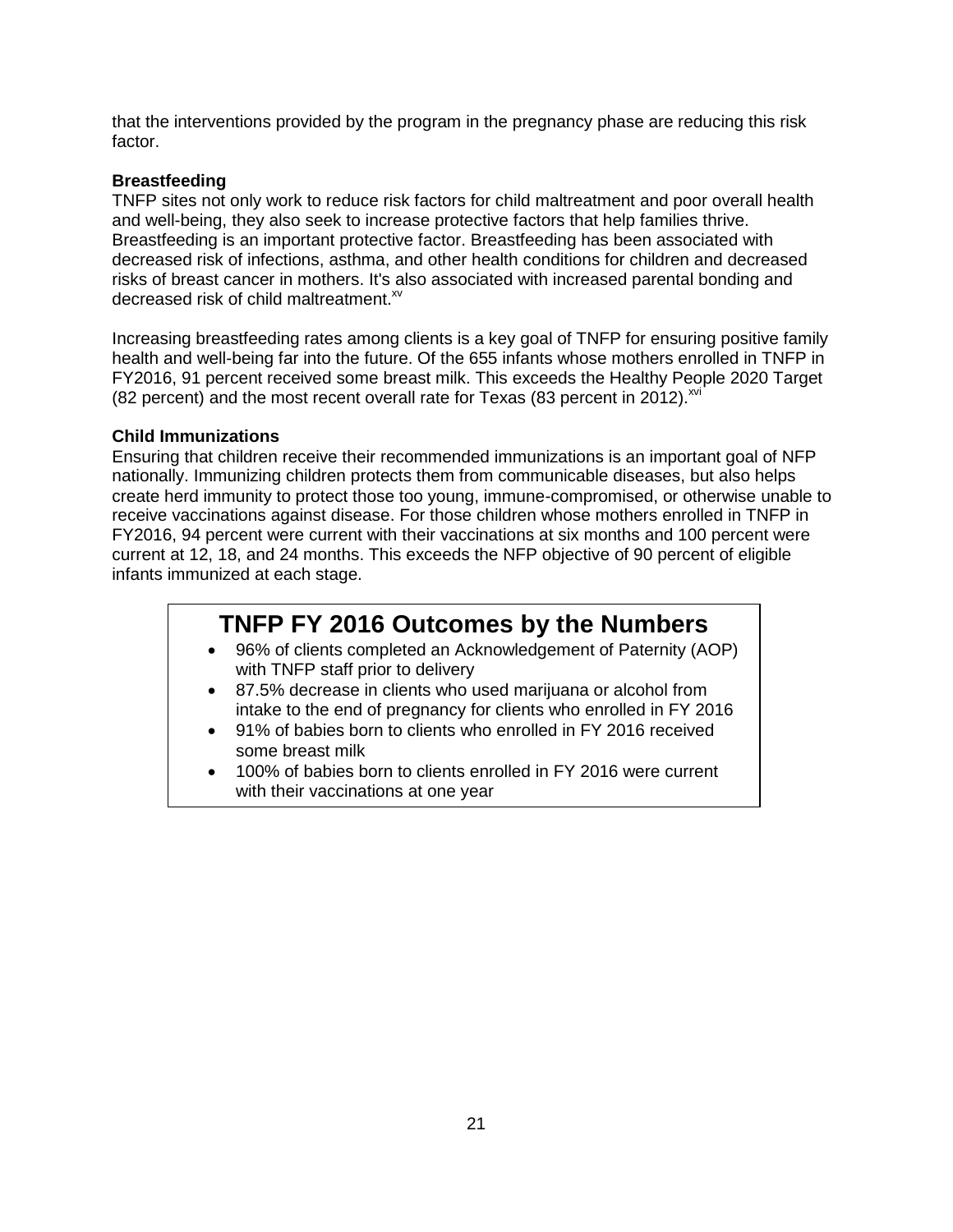that the interventions provided by the program in the pregnancy phase are reducing this risk factor.

**Breastfeeding**

TNFP sites not only work to reduce risk factors for child maltreatment and poor overall health and well-being, they also seek to increase protective factors that help families thrive. Breastfeeding is an important protective factor. Breastfeeding has been associated with decreased risk of infections, asthma, and other health conditions for children and decreased risks of breast cancer in mothers. It's also associated with increased parental bonding and decreased risk of child maltreatment.[xv]

Increasing breastfeeding rates among clients is a key goal of TNFP for ensuring positive family health and well-being far into the future. Of the 655 infants whose mothers enrolled in TNFP in FY2016, 91 percent received some breast milk. This exceeds the Healthy People 2020 Target (82 percent) and the most recent overall rate for Texas (83 percent in 2012).[xvi]

**Child Immunizations**

Ensuring that children receive their recommended immunizations is an important goal of NFP nationally. Immunizing children protects them from communicable diseases, but also helps create herd immunity to protect those too young, immune-compromised, or otherwise unable to receive vaccinations against disease. For those children whose mothers enrolled in TNFP in FY2016, 94 percent were current with their vaccinations at six months and 100 percent were current at 12, 18, and 24 months. This exceeds the NFP objective of 90 percent of eligible infants immunized at each stage.

## TNFP FY 2016 Outcomes by the Numbers

- 96% of clients completed an Acknowledgement of Paternity (AOP) with TNFP staff prior to delivery
- 87.5% decrease in clients who used marijuana or alcohol from intake to the end of pregnancy for clients who enrolled in FY 2016
- 91% of babies born to clients who enrolled in FY 2016 received some breast milk
- 100% of babies born to clients enrolled in FY 2016 were current with their vaccinations at one year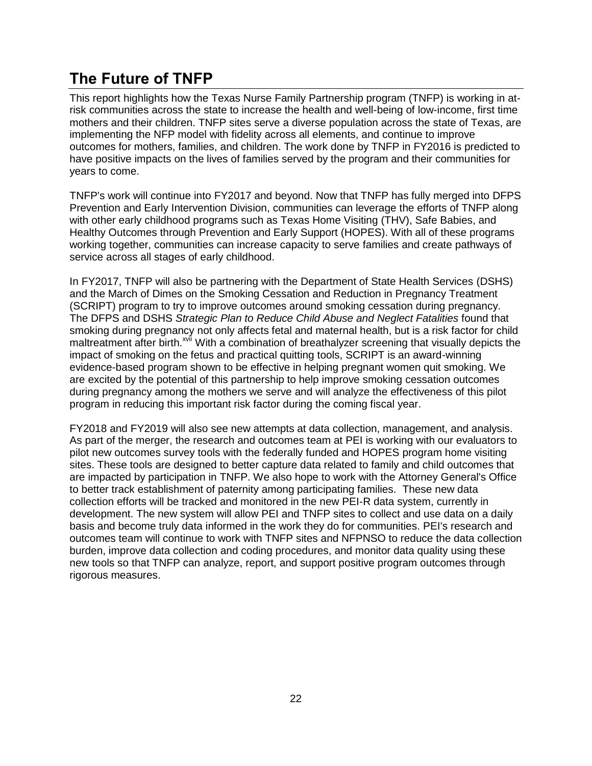## The Future of TNFP

This report highlights how the Texas Nurse Family Partnership program (TNFP) is working in at-risk communities across the state to increase the health and well-being of low-income, first time mothers and their children. TNFP sites serve a diverse population across the state of Texas, are implementing the NFP model with fidelity across all elements, and continue to improve outcomes for mothers, families, and children. The work done by TNFP in FY2016 is predicted to have positive impacts on the lives of families served by the program and their communities for years to come.

TNFP's work will continue into FY2017 and beyond. Now that TNFP has fully merged into DFPS Prevention and Early Intervention Division, communities can leverage the efforts of TNFP along with other early childhood programs such as Texas Home Visiting (THV), Safe Babies, and Healthy Outcomes through Prevention and Early Support (HOPES). With all of these programs working together, communities can increase capacity to serve families and create pathways of service across all stages of early childhood.

In FY2017, TNFP will also be partnering with the Department of State Health Services (DSHS) and the March of Dimes on the Smoking Cessation and Reduction in Pregnancy Treatment (SCRIPT) program to try to improve outcomes around smoking cessation during pregnancy. The DFPS and DSHS *Strategic Plan to Reduce Child Abuse and Neglect Fatalities* found that smoking during pregnancy not only affects fetal and maternal health, but is a risk factor for child maltreatment after birth.[xvii] With a combination of breathalyzer screening that visually depicts the impact of smoking on the fetus and practical quitting tools, SCRIPT is an award-winning evidence-based program shown to be effective in helping pregnant women quit smoking. We are excited by the potential of this partnership to help improve smoking cessation outcomes during pregnancy among the mothers we serve and will analyze the effectiveness of this pilot program in reducing this important risk factor during the coming fiscal year.

FY2018 and FY2019 will also see new attempts at data collection, management, and analysis. As part of the merger, the research and outcomes team at PEI is working with our evaluators to pilot new outcomes survey tools with the federally funded and HOPES program home visiting sites. These tools are designed to better capture data related to family and child outcomes that are impacted by participation in TNFP. We also hope to work with the Attorney General's Office to better track establishment of paternity among participating families. These new data collection efforts will be tracked and monitored in the new PEI-R data system, currently in development. The new system will allow PEI and TNFP sites to collect and use data on a daily basis and become truly data informed in the work they do for communities. PEI's research and outcomes team will continue to work with TNFP sites and NFPNSO to reduce the data collection burden, improve data collection and coding procedures, and monitor data quality using these new tools so that TNFP can analyze, report, and support positive program outcomes through rigorous measures.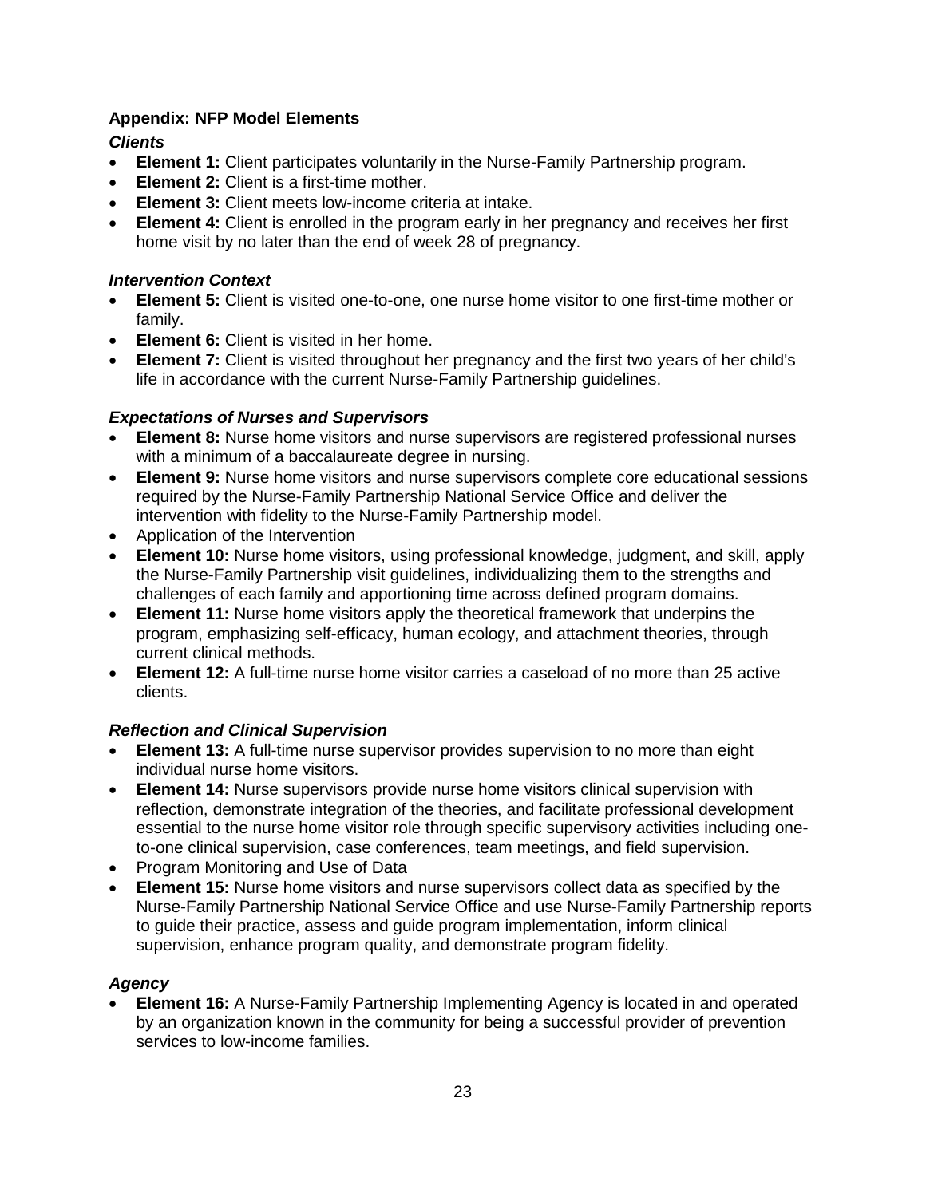**Appendix: NFP Model Elements**

***Clients***

- **Element 1:** Client participates voluntarily in the Nurse-Family Partnership program.
- **Element 2:** Client is a first-time mother.
- **Element 3:** Client meets low-income criteria at intake.
- **Element 4:** Client is enrolled in the program early in her pregnancy and receives her first home visit by no later than the end of week 28 of pregnancy.

***Intervention Context***

- **Element 5:** Client is visited one-to-one, one nurse home visitor to one first-time mother or family.
- **Element 6:** Client is visited in her home.
- **Element 7:** Client is visited throughout her pregnancy and the first two years of her child's life in accordance with the current Nurse-Family Partnership guidelines.

***Expectations of Nurses and Supervisors***

- **Element 8:** Nurse home visitors and nurse supervisors are registered professional nurses with a minimum of a baccalaureate degree in nursing.
- **Element 9:** Nurse home visitors and nurse supervisors complete core educational sessions required by the Nurse-Family Partnership National Service Office and deliver the intervention with fidelity to the Nurse-Family Partnership model.
- Application of the Intervention
- **Element 10:** Nurse home visitors, using professional knowledge, judgment, and skill, apply the Nurse-Family Partnership visit guidelines, individualizing them to the strengths and challenges of each family and apportioning time across defined program domains.
- **Element 11:** Nurse home visitors apply the theoretical framework that underpins the program, emphasizing self-efficacy, human ecology, and attachment theories, through current clinical methods.
- **Element 12:** A full-time nurse home visitor carries a caseload of no more than 25 active clients.

***Reflection and Clinical Supervision***

- **Element 13:** A full-time nurse supervisor provides supervision to no more than eight individual nurse home visitors.
- **Element 14:** Nurse supervisors provide nurse home visitors clinical supervision with reflection, demonstrate integration of the theories, and facilitate professional development essential to the nurse home visitor role through specific supervisory activities including one-to-one clinical supervision, case conferences, team meetings, and field supervision.
- Program Monitoring and Use of Data
- **Element 15:** Nurse home visitors and nurse supervisors collect data as specified by the Nurse-Family Partnership National Service Office and use Nurse-Family Partnership reports to guide their practice, assess and guide program implementation, inform clinical supervision, enhance program quality, and demonstrate program fidelity.

***Agency***

- **Element 16:** A Nurse-Family Partnership Implementing Agency is located in and operated by an organization known in the community for being a successful provider of prevention services to low-income families.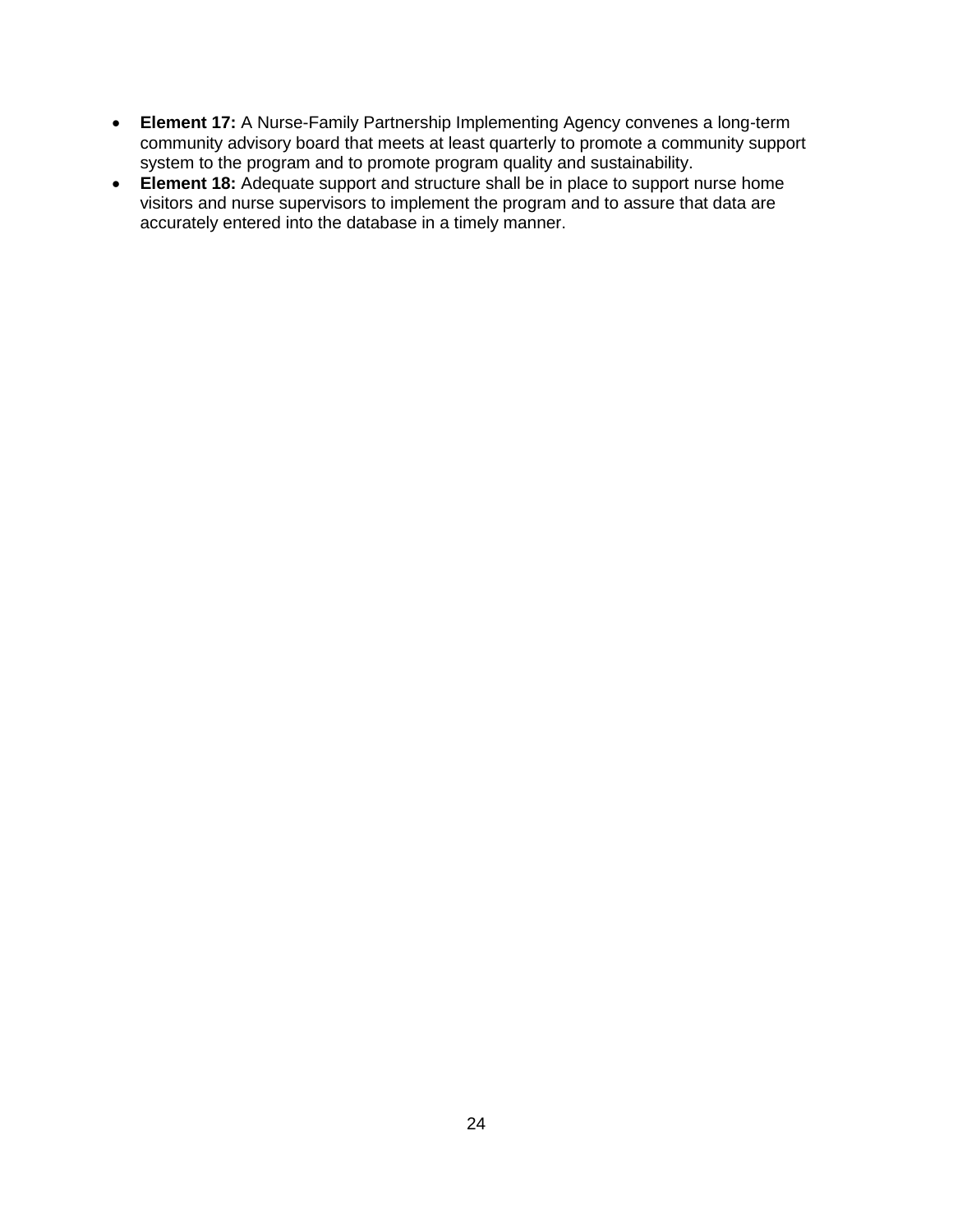- **Element 17:** A Nurse-Family Partnership Implementing Agency convenes a long-term community advisory board that meets at least quarterly to promote a community support system to the program and to promote program quality and sustainability.
- **Element 18:** Adequate support and structure shall be in place to support nurse home visitors and nurse supervisors to implement the program and to assure that data are accurately entered into the database in a timely manner.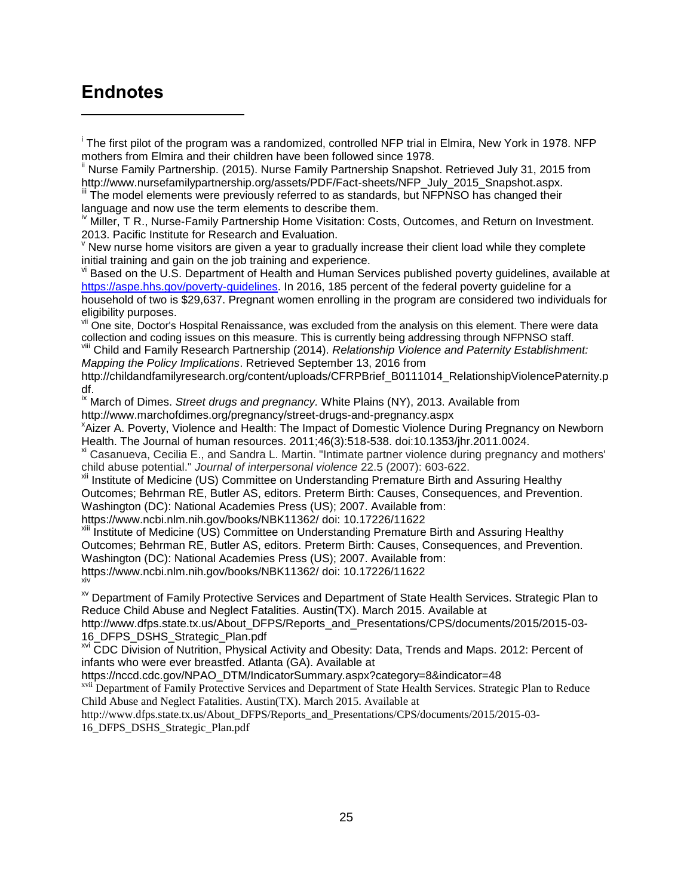# Endnotes

[i] The first pilot of the program was a randomized, controlled NFP trial in Elmira, New York in 1978. NFP mothers from Elmira and their children have been followed since 1978.

[ii] Nurse Family Partnership. (2015). Nurse Family Partnership Snapshot. Retrieved July 31, 2015 from http://www.nursefamilypartnership.org/assets/PDF/Fact-sheets/NFP_July_2015_Snapshot.aspx.

[iii] The model elements were previously referred to as standards, but NFPNSO has changed their language and now use the term elements to describe them.

[iv] Miller, T R., Nurse-Family Partnership Home Visitation: Costs, Outcomes, and Return on Investment. 2013. Pacific Institute for Research and Evaluation.

[v] New nurse home visitors are given a year to gradually increase their client load while they complete initial training and gain on the job training and experience.

[vi] Based on the U.S. Department of Health and Human Services published poverty guidelines, available at https://aspe.hhs.gov/poverty-guidelines. In 2016, 185 percent of the federal poverty guideline for a household of two is $29,637. Pregnant women enrolling in the program are considered two individuals for eligibility purposes.

[vii] One site, Doctor's Hospital Renaissance, was excluded from the analysis on this element. There were data collection and coding issues on this measure. This is currently being addressing through NFPNSO staff.

[viii] Child and Family Research Partnership (2014). *Relationship Violence and Paternity Establishment: Mapping the Policy Implications*. Retrieved September 13, 2016 from http://childandfamilyresearch.org/content/uploads/CFRPBrief_B0111014_RelationshipViolencePaternity.pdf.

[ix] March of Dimes. *Street drugs and pregnancy.* White Plains (NY), 2013. Available from http://www.marchofdimes.org/pregnancy/street-drugs-and-pregnancy.aspx

[x] Aizer A. Poverty, Violence and Health: The Impact of Domestic Violence During Pregnancy on Newborn Health. The Journal of human resources. 2011;46(3):518-538. doi:10.1353/jhr.2011.0024.

[xi] Casanueva, Cecilia E., and Sandra L. Martin. "Intimate partner violence during pregnancy and mothers' child abuse potential." *Journal of interpersonal violence* 22.5 (2007): 603-622.

[xii] Institute of Medicine (US) Committee on Understanding Premature Birth and Assuring Healthy Outcomes; Behrman RE, Butler AS, editors. Preterm Birth: Causes, Consequences, and Prevention. Washington (DC): National Academies Press (US); 2007. Available from: https://www.ncbi.nlm.nih.gov/books/NBK11362/ doi: 10.17226/11622

[xiii] Institute of Medicine (US) Committee on Understanding Premature Birth and Assuring Healthy Outcomes; Behrman RE, Butler AS, editors. Preterm Birth: Causes, Consequences, and Prevention. Washington (DC): National Academies Press (US); 2007. Available from: https://www.ncbi.nlm.nih.gov/books/NBK11362/ doi: 10.17226/11622

[xiv]

[xv] Department of Family Protective Services and Department of State Health Services. Strategic Plan to Reduce Child Abuse and Neglect Fatalities. Austin(TX). March 2015. Available at http://www.dfps.state.tx.us/About_DFPS/Reports_and_Presentations/CPS/documents/2015/2015-03-16_DFPS_DSHS_Strategic_Plan.pdf

[xvi] CDC Division of Nutrition, Physical Activity and Obesity: Data, Trends and Maps. 2012: Percent of infants who were ever breastfed. Atlanta (GA). Available at https://nccd.cdc.gov/NPAO_DTM/IndicatorSummary.aspx?category=8&indicator=48

[xvii] Department of Family Protective Services and Department of State Health Services. Strategic Plan to Reduce Child Abuse and Neglect Fatalities. Austin(TX). March 2015. Available at http://www.dfps.state.tx.us/About_DFPS/Reports_and_Presentations/CPS/documents/2015/2015-03-16_DFPS_DSHS_Strategic_Plan.pdf